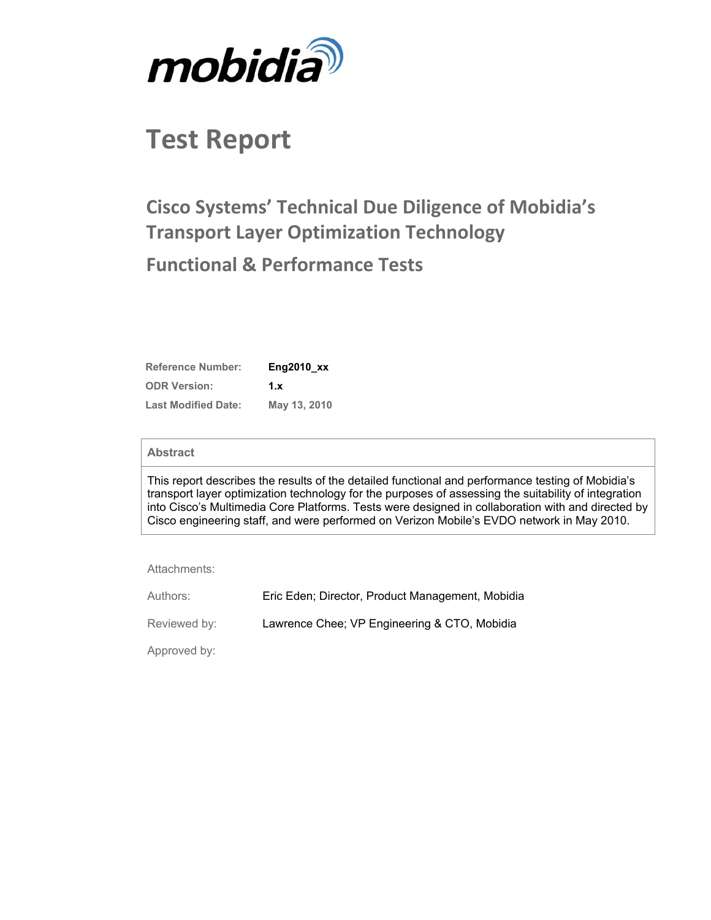mobidia

# Test Report

## Cisco Systems' Technical Due Diligence of Mobidia's Transport Layer Optimization Technology

## Functional & Performance Tests

| | |
|---|---|
| **Reference Number:** | **Eng2010_xx** |
| **ODR Version:** | **1.x** |
| **Last Modified Date:** | **May 13, 2010** |

| **Abstract** |
|---|
| This report describes the results of the detailed functional and performance testing of Mobidia's transport layer optimization technology for the purposes of assessing the suitability of integration into Cisco's Multimedia Core Platforms. Tests were designed in collaboration with and directed by Cisco engineering staff, and were performed on Verizon Mobile's EVDO network in May 2010. |

| | |
|---|---|
| Attachments: | |
| Authors: | Eric Eden; Director, Product Management, Mobidia |
| Reviewed by: | Lawrence Chee; VP Engineering & CTO, Mobidia |
| Approved by: | |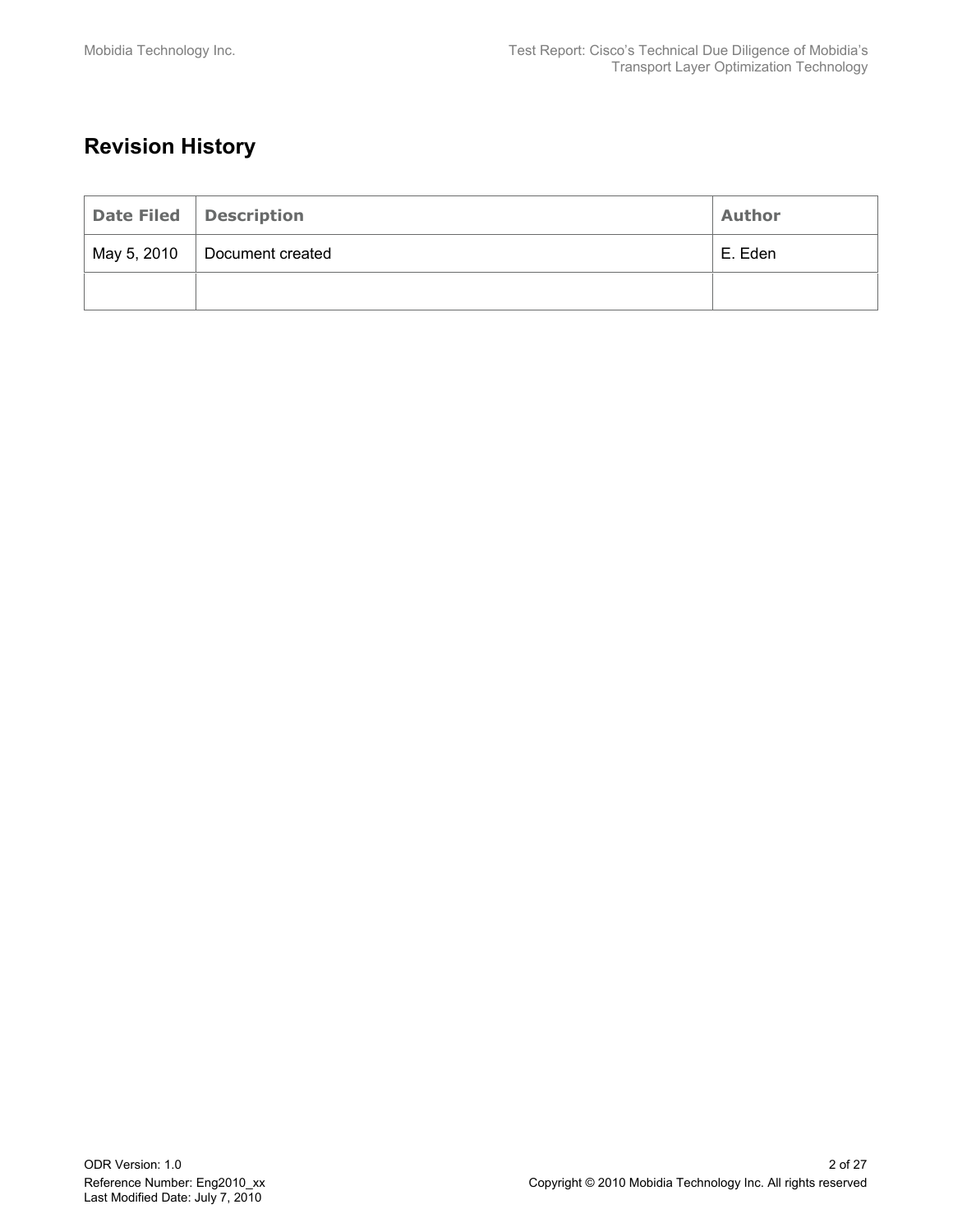# Revision History

| Date Filed | Description | Author |
| --- | --- | --- |
| May 5, 2010 | Document created | E. Eden |
| | | |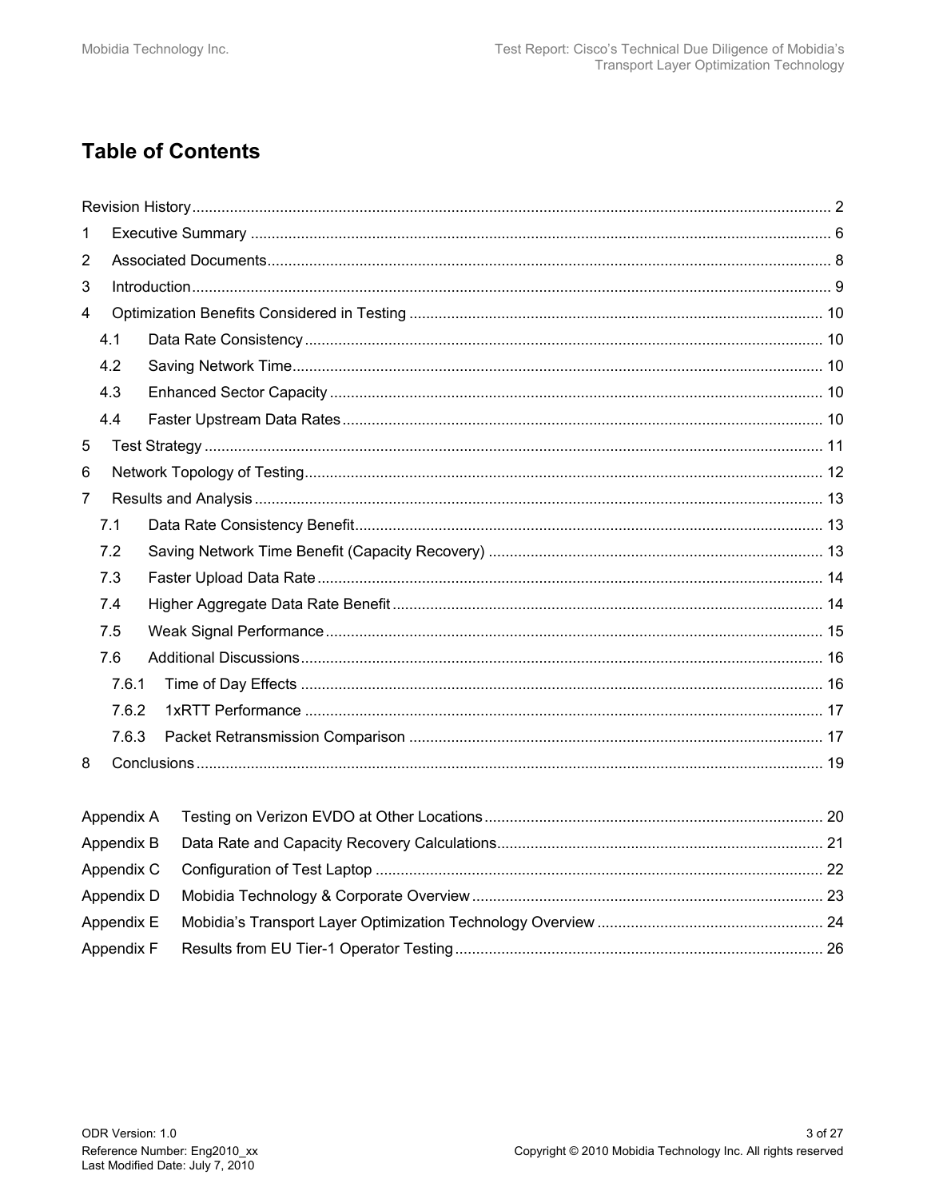# Table of Contents

Revision History ........................................................................................................................................ 2

1 Executive Summary ........................................................................................................................... 6

2 Associated Documents ....................................................................................................................... 8

3 Introduction ......................................................................................................................................... 9

4 Optimization Benefits Considered in Testing .................................................................................. 10

- 4.1 Data Rate Consistency ............................................................................................................. 10
- 4.2 Saving Network Time ................................................................................................................ 10
- 4.3 Enhanced Sector Capacity ....................................................................................................... 10
- 4.4 Faster Upstream Data Rates ..................................................................................................... 10

5 Test Strategy .................................................................................................................................... 11

6 Network Topology of Testing ............................................................................................................ 12

7 Results and Analysis ........................................................................................................................ 13

- 7.1 Data Rate Consistency Benefit ................................................................................................. 13
- 7.2 Saving Network Time Benefit (Capacity Recovery) ................................................................ 13
- 7.3 Faster Upload Data Rate .......................................................................................................... 14
- 7.4 Higher Aggregate Data Rate Benefit ........................................................................................ 14
- 7.5 Weak Signal Performance ........................................................................................................ 15
- 7.6 Additional Discussions .............................................................................................................. 16
  - 7.6.1 Time of Day Effects ............................................................................................................ 16
  - 7.6.2 1xRTT Performance ........................................................................................................... 17
  - 7.6.3 Packet Retransmission Comparison .................................................................................. 17

8 Conclusions ...................................................................................................................................... 19

Appendix A Testing on Verizon EVDO at Other Locations ................................................................ 20

Appendix B Data Rate and Capacity Recovery Calculations ............................................................. 21

Appendix C Configuration of Test Laptop .......................................................................................... 22

Appendix D Mobidia Technology & Corporate Overview ................................................................... 23

Appendix E Mobidia's Transport Layer Optimization Technology Overview ...................................... 24

Appendix F Results from EU Tier-1 Operator Testing ....................................................................... 26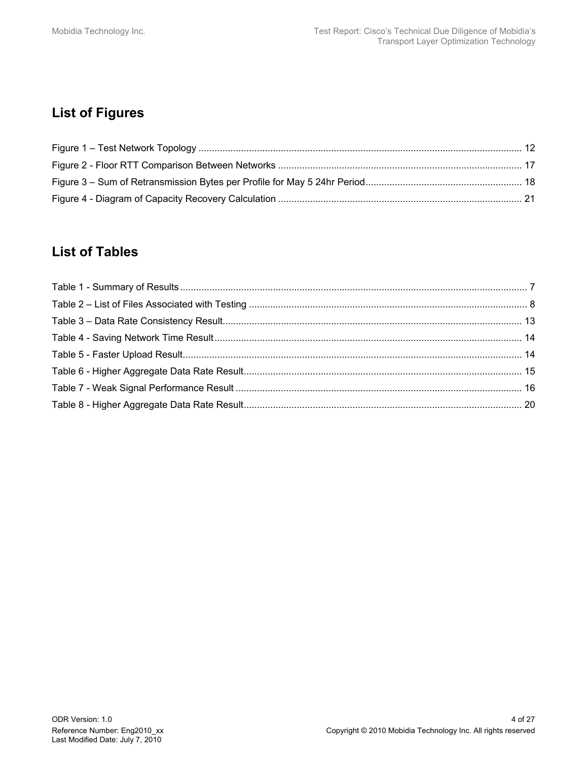## List of Figures

Figure 1 – Test Network Topology ........................................................................................................................ 12
Figure 2 - Floor RTT Comparison Between Networks ........................................................................................... 17
Figure 3 – Sum of Retransmission Bytes per Profile for May 5 24hr Period........................................................... 18
Figure 4 - Diagram of Capacity Recovery Calculation ........................................................................................... 21

## List of Tables

Table 1 - Summary of Results................................................................................................................................. 7
Table 2 – List of Files Associated with Testing ....................................................................................................... 8
Table 3 – Data Rate Consistency Result................................................................................................................ 13
Table 4 - Saving Network Time Result................................................................................................................... 14
Table 5 - Faster Upload Result.............................................................................................................................. 14
Table 6 - Higher Aggregate Data Rate Result........................................................................................................ 15
Table 7 - Weak Signal Performance Result ........................................................................................................... 16
Table 8 - Higher Aggregate Data Rate Result........................................................................................................ 20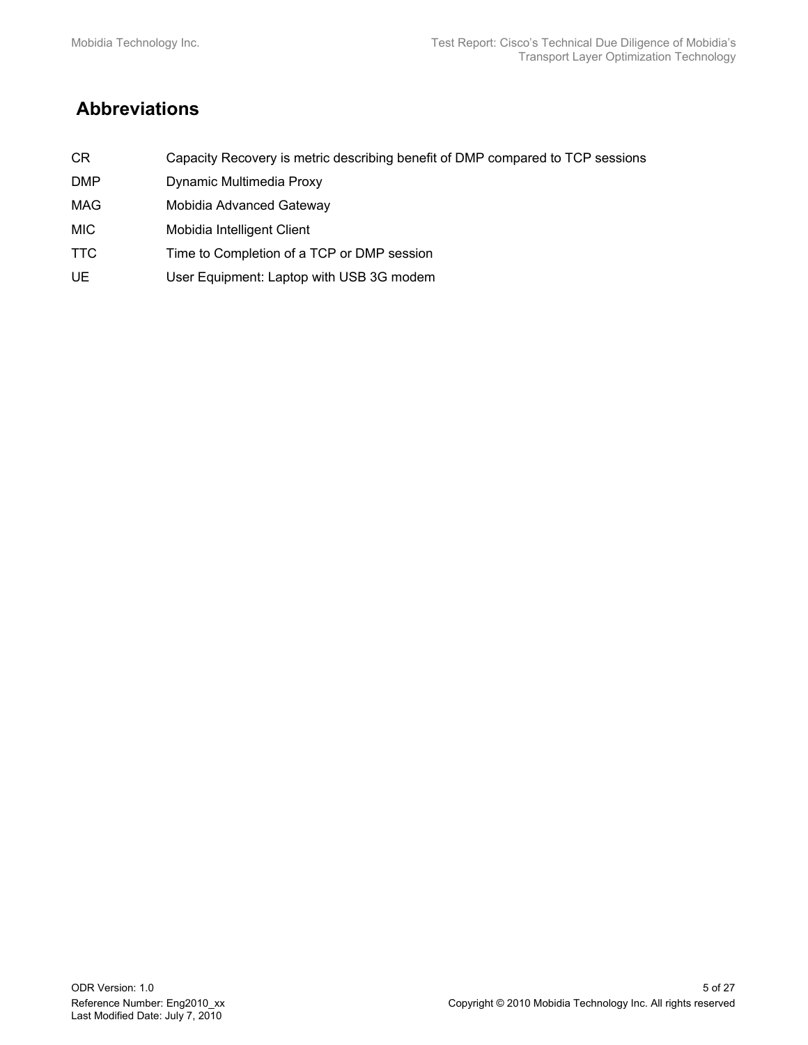# Abbreviations

| | |
|---|---|
| CR | Capacity Recovery is metric describing benefit of DMP compared to TCP sessions |
| DMP | Dynamic Multimedia Proxy |
| MAG | Mobidia Advanced Gateway |
| MIC | Mobidia Intelligent Client |
| TTC | Time to Completion of a TCP or DMP session |
| UE | User Equipment: Laptop with USB 3G modem |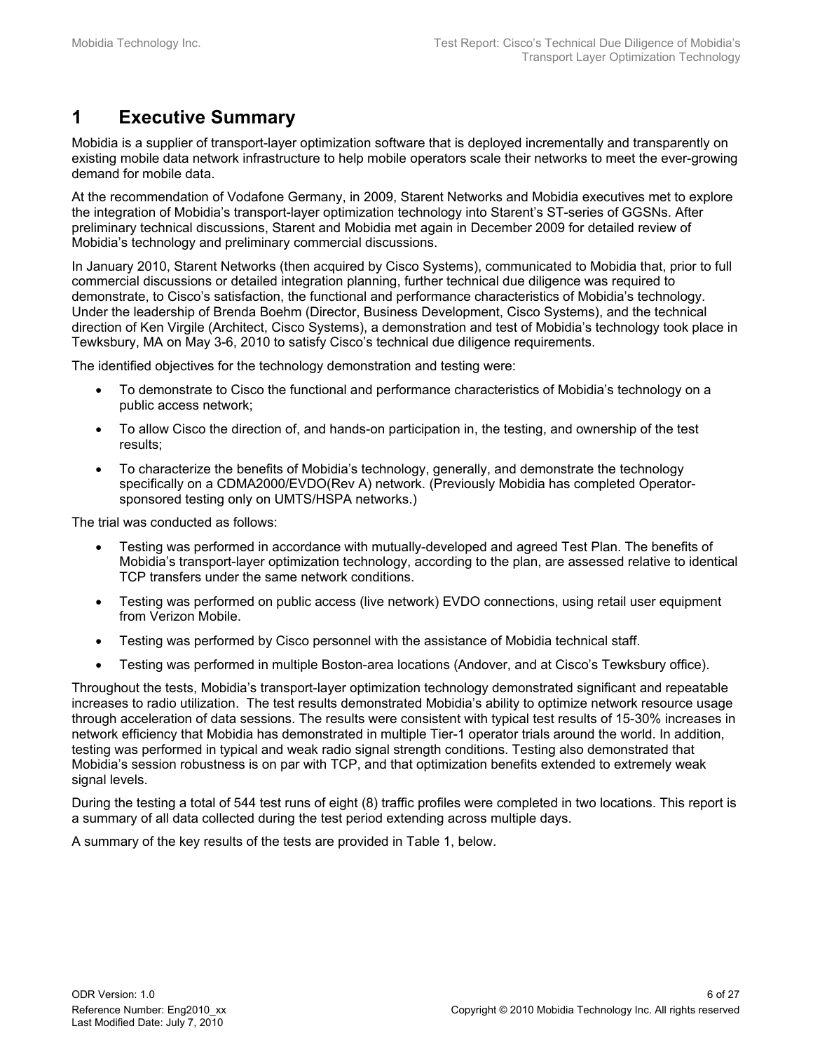# 1 Executive Summary

Mobidia is a supplier of transport-layer optimization software that is deployed incrementally and transparently on existing mobile data network infrastructure to help mobile operators scale their networks to meet the ever-growing demand for mobile data.

At the recommendation of Vodafone Germany, in 2009, Starent Networks and Mobidia executives met to explore the integration of Mobidia's transport-layer optimization technology into Starent's ST-series of GGSNs. After preliminary technical discussions, Starent and Mobidia met again in December 2009 for detailed review of Mobidia's technology and preliminary commercial discussions.

In January 2010, Starent Networks (then acquired by Cisco Systems), communicated to Mobidia that, prior to full commercial discussions or detailed integration planning, further technical due diligence was required to demonstrate, to Cisco's satisfaction, the functional and performance characteristics of Mobidia's technology. Under the leadership of Brenda Boehm (Director, Business Development, Cisco Systems), and the technical direction of Ken Virgile (Architect, Cisco Systems), a demonstration and test of Mobidia's technology took place in Tewksbury, MA on May 3-6, 2010 to satisfy Cisco's technical due diligence requirements.

The identified objectives for the technology demonstration and testing were:

- To demonstrate to Cisco the functional and performance characteristics of Mobidia's technology on a public access network;
- To allow Cisco the direction of, and hands-on participation in, the testing, and ownership of the test results;
- To characterize the benefits of Mobidia's technology, generally, and demonstrate the technology specifically on a CDMA2000/EVDO(Rev A) network. (Previously Mobidia has completed Operator-sponsored testing only on UMTS/HSPA networks.)

The trial was conducted as follows:

- Testing was performed in accordance with mutually-developed and agreed Test Plan. The benefits of Mobidia's transport-layer optimization technology, according to the plan, are assessed relative to identical TCP transfers under the same network conditions.
- Testing was performed on public access (live network) EVDO connections, using retail user equipment from Verizon Mobile.
- Testing was performed by Cisco personnel with the assistance of Mobidia technical staff.
- Testing was performed in multiple Boston-area locations (Andover, and at Cisco's Tewksbury office).

Throughout the tests, Mobidia's transport-layer optimization technology demonstrated significant and repeatable increases to radio utilization. The test results demonstrated Mobidia's ability to optimize network resource usage through acceleration of data sessions. The results were consistent with typical test results of 15-30% increases in network efficiency that Mobidia has demonstrated in multiple Tier-1 operator trials around the world. In addition, testing was performed in typical and weak radio signal strength conditions. Testing also demonstrated that Mobidia's session robustness is on par with TCP, and that optimization benefits extended to extremely weak signal levels.

During the testing a total of 544 test runs of eight (8) traffic profiles were completed in two locations. This report is a summary of all data collected during the test period extending across multiple days.

A summary of the key results of the tests are provided in Table 1, below.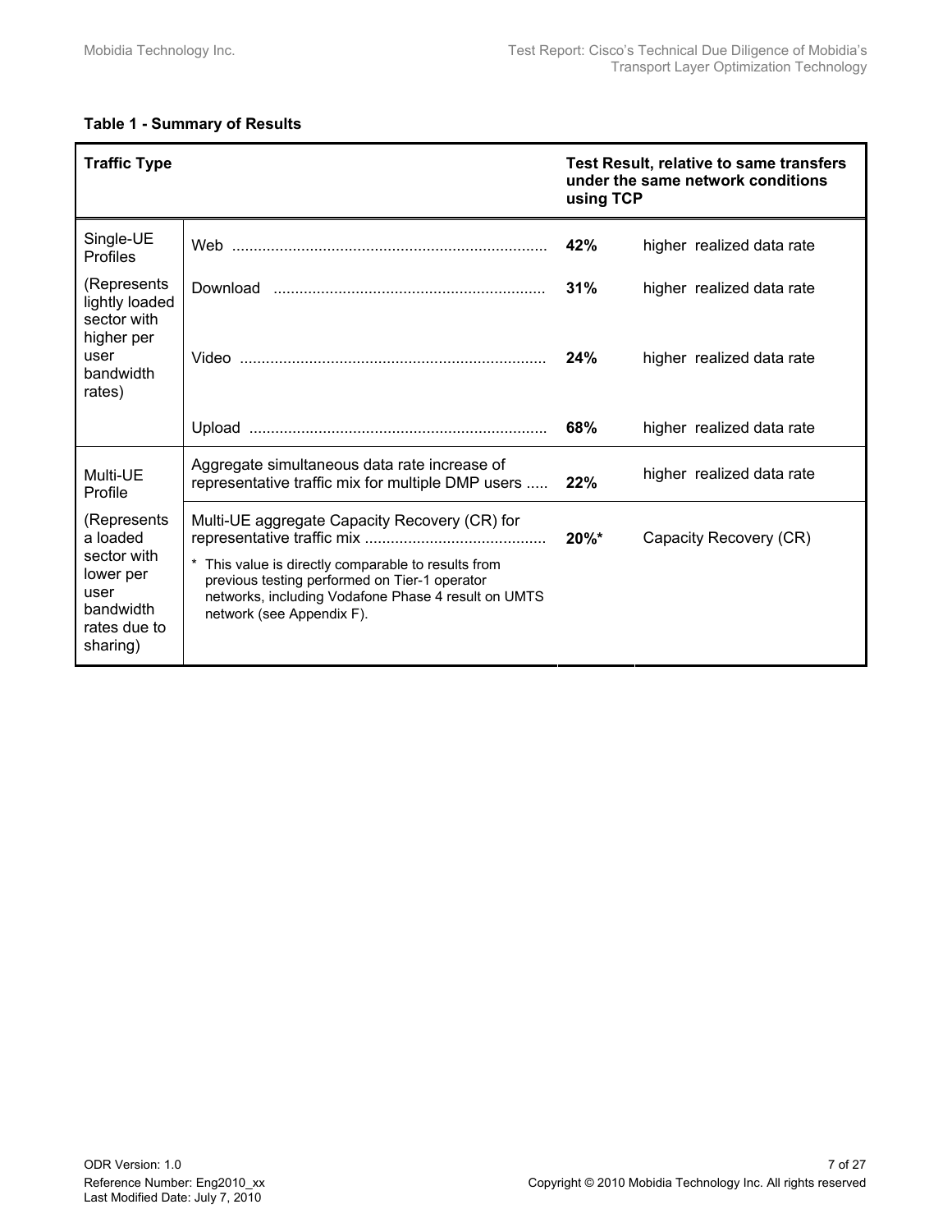**Table 1 - Summary of Results**

| Traffic Type | | Test Result, relative to same transfers under the same network conditions using TCP | |
|---|---|---|---|
| Single-UE Profiles (Represents lightly loaded sector with higher per user bandwidth rates) | Web | **42%** | higher realized data rate |
| | Download | **31%** | higher realized data rate |
| | Video | **24%** | higher realized data rate |
| | Upload | **68%** | higher realized data rate |
| Multi-UE Profile (Represents a loaded sector with lower per user bandwidth rates due to sharing) | Aggregate simultaneous data rate increase of representative traffic mix for multiple DMP users | **22%** | higher realized data rate |
| | Multi-UE aggregate Capacity Recovery (CR) for representative traffic mix<br>* This value is directly comparable to results from previous testing performed on Tier-1 operator networks, including Vodafone Phase 4 result on UMTS network (see Appendix F). | **20%*** | Capacity Recovery (CR) |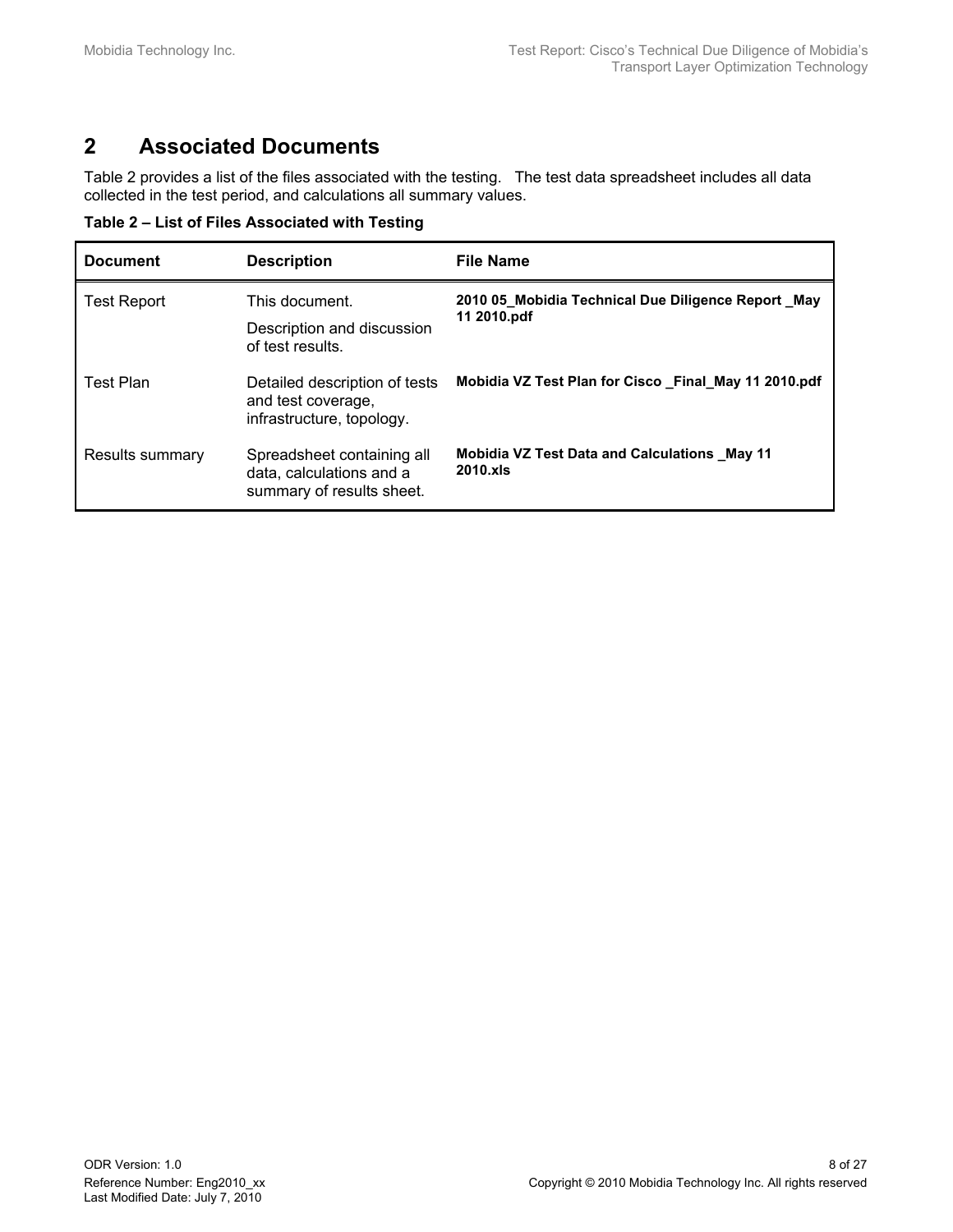# 2 Associated Documents

Table 2 provides a list of the files associated with the testing. The test data spreadsheet includes all data collected in the test period, and calculations all summary values.

**Table 2 – List of Files Associated with Testing**

| Document | Description | File Name |
|---|---|---|
| Test Report | This document.<br>Description and discussion of test results. | **2010 05_Mobidia Technical Due Diligence Report _May 11 2010.pdf** |
| Test Plan | Detailed description of tests and test coverage, infrastructure, topology. | **Mobidia VZ Test Plan for Cisco _Final_May 11 2010.pdf** |
| Results summary | Spreadsheet containing all data, calculations and a summary of results sheet. | **Mobidia VZ Test Data and Calculations _May 11 2010.xls** |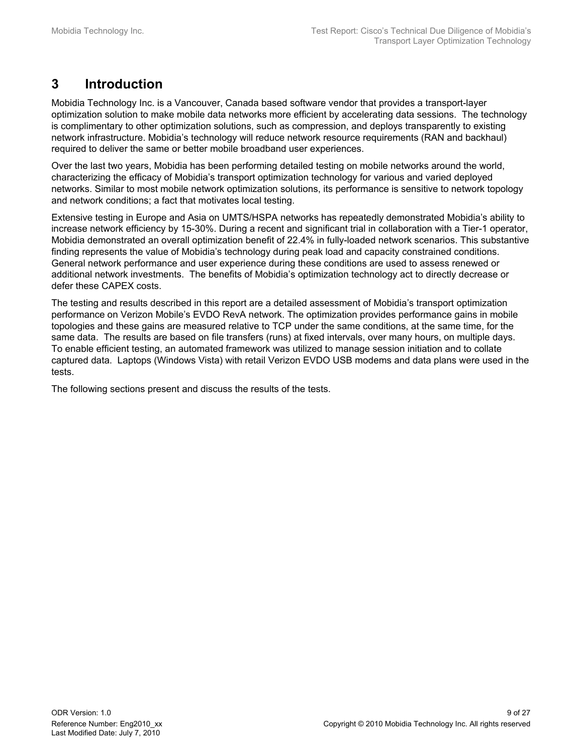# 3 Introduction

Mobidia Technology Inc. is a Vancouver, Canada based software vendor that provides a transport-layer optimization solution to make mobile data networks more efficient by accelerating data sessions. The technology is complimentary to other optimization solutions, such as compression, and deploys transparently to existing network infrastructure. Mobidia's technology will reduce network resource requirements (RAN and backhaul) required to deliver the same or better mobile broadband user experiences.

Over the last two years, Mobidia has been performing detailed testing on mobile networks around the world, characterizing the efficacy of Mobidia's transport optimization technology for various and varied deployed networks. Similar to most mobile network optimization solutions, its performance is sensitive to network topology and network conditions; a fact that motivates local testing.

Extensive testing in Europe and Asia on UMTS/HSPA networks has repeatedly demonstrated Mobidia's ability to increase network efficiency by 15-30%. During a recent and significant trial in collaboration with a Tier-1 operator, Mobidia demonstrated an overall optimization benefit of 22.4% in fully-loaded network scenarios. This substantive finding represents the value of Mobidia's technology during peak load and capacity constrained conditions. General network performance and user experience during these conditions are used to assess renewed or additional network investments. The benefits of Mobidia's optimization technology act to directly decrease or defer these CAPEX costs.

The testing and results described in this report are a detailed assessment of Mobidia's transport optimization performance on Verizon Mobile's EVDO RevA network. The optimization provides performance gains in mobile topologies and these gains are measured relative to TCP under the same conditions, at the same time, for the same data. The results are based on file transfers (runs) at fixed intervals, over many hours, on multiple days. To enable efficient testing, an automated framework was utilized to manage session initiation and to collate captured data. Laptops (Windows Vista) with retail Verizon EVDO USB modems and data plans were used in the tests.

The following sections present and discuss the results of the tests.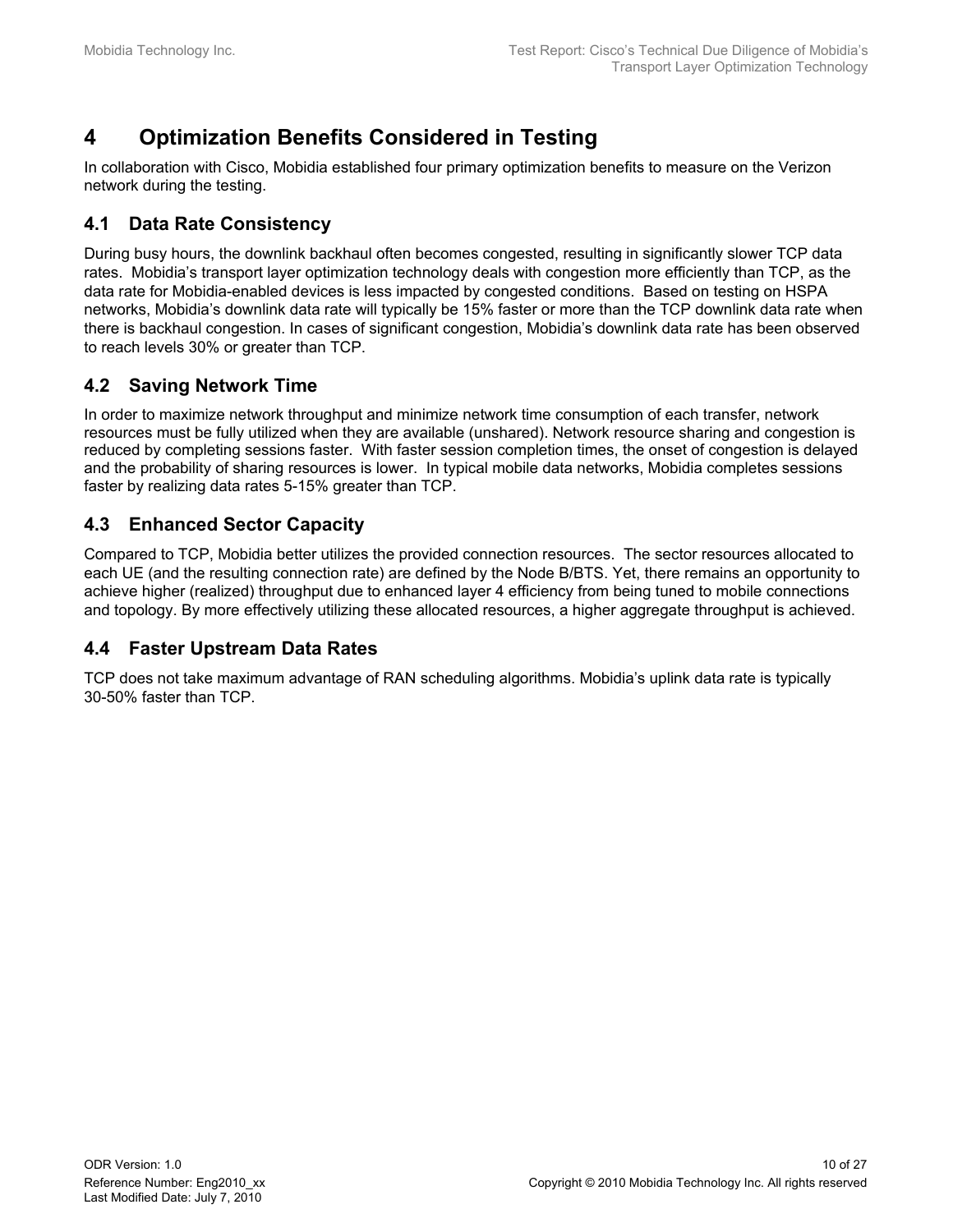# 4 Optimization Benefits Considered in Testing

In collaboration with Cisco, Mobidia established four primary optimization benefits to measure on the Verizon network during the testing.

## 4.1 Data Rate Consistency

During busy hours, the downlink backhaul often becomes congested, resulting in significantly slower TCP data rates. Mobidia's transport layer optimization technology deals with congestion more efficiently than TCP, as the data rate for Mobidia-enabled devices is less impacted by congested conditions. Based on testing on HSPA networks, Mobidia's downlink data rate will typically be 15% faster or more than the TCP downlink data rate when there is backhaul congestion. In cases of significant congestion, Mobidia's downlink data rate has been observed to reach levels 30% or greater than TCP.

## 4.2 Saving Network Time

In order to maximize network throughput and minimize network time consumption of each transfer, network resources must be fully utilized when they are available (unshared). Network resource sharing and congestion is reduced by completing sessions faster. With faster session completion times, the onset of congestion is delayed and the probability of sharing resources is lower. In typical mobile data networks, Mobidia completes sessions faster by realizing data rates 5-15% greater than TCP.

## 4.3 Enhanced Sector Capacity

Compared to TCP, Mobidia better utilizes the provided connection resources. The sector resources allocated to each UE (and the resulting connection rate) are defined by the Node B/BTS. Yet, there remains an opportunity to achieve higher (realized) throughput due to enhanced layer 4 efficiency from being tuned to mobile connections and topology. By more effectively utilizing these allocated resources, a higher aggregate throughput is achieved.

## 4.4 Faster Upstream Data Rates

TCP does not take maximum advantage of RAN scheduling algorithms. Mobidia's uplink data rate is typically 30-50% faster than TCP.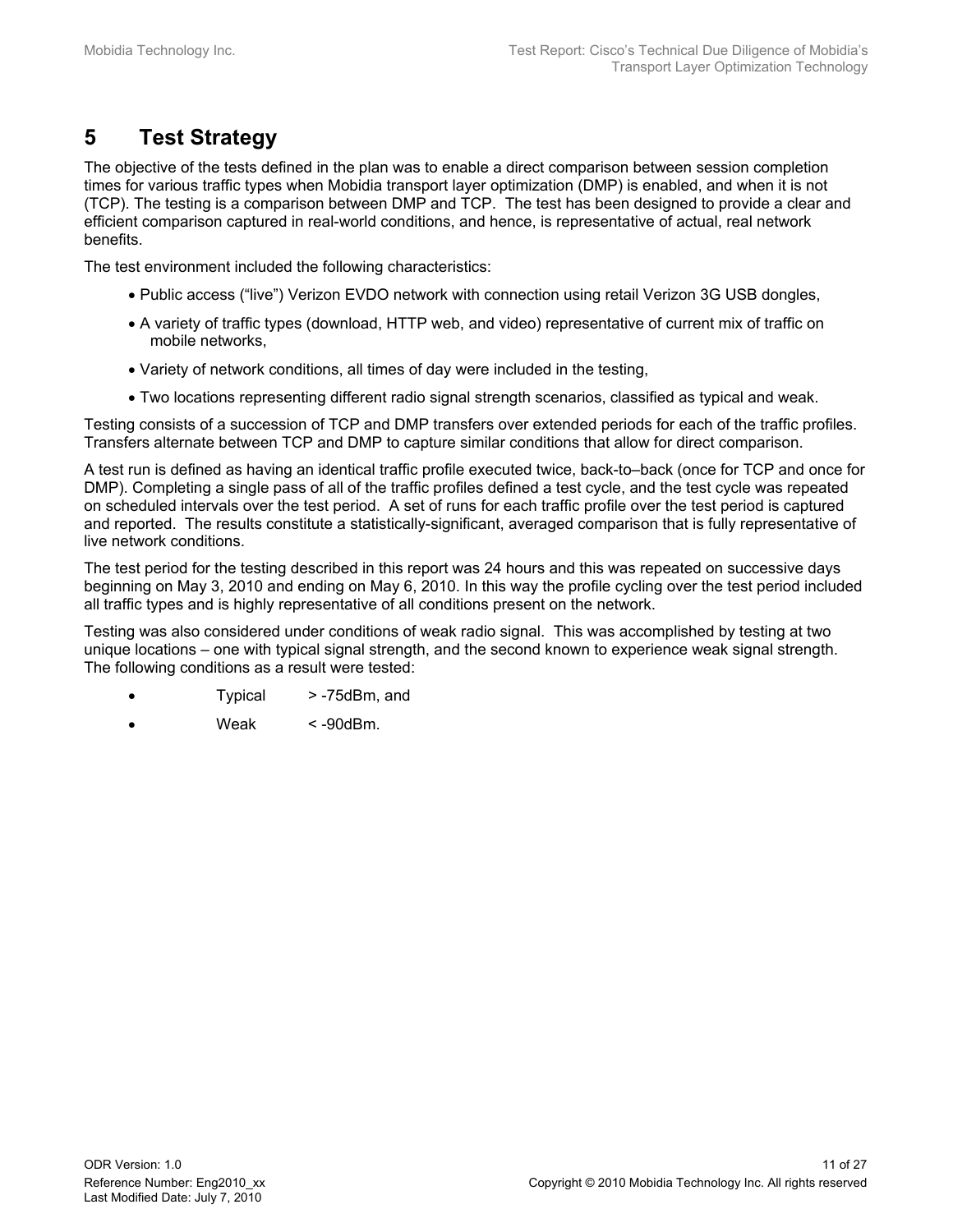# 5 Test Strategy

The objective of the tests defined in the plan was to enable a direct comparison between session completion times for various traffic types when Mobidia transport layer optimization (DMP) is enabled, and when it is not (TCP). The testing is a comparison between DMP and TCP. The test has been designed to provide a clear and efficient comparison captured in real-world conditions, and hence, is representative of actual, real network benefits.

The test environment included the following characteristics:

- Public access (“live”) Verizon EVDO network with connection using retail Verizon 3G USB dongles,
- A variety of traffic types (download, HTTP web, and video) representative of current mix of traffic on mobile networks,
- Variety of network conditions, all times of day were included in the testing,
- Two locations representing different radio signal strength scenarios, classified as typical and weak.

Testing consists of a succession of TCP and DMP transfers over extended periods for each of the traffic profiles. Transfers alternate between TCP and DMP to capture similar conditions that allow for direct comparison.

A test run is defined as having an identical traffic profile executed twice, back-to–back (once for TCP and once for DMP). Completing a single pass of all of the traffic profiles defined a test cycle, and the test cycle was repeated on scheduled intervals over the test period. A set of runs for each traffic profile over the test period is captured and reported. The results constitute a statistically-significant, averaged comparison that is fully representative of live network conditions.

The test period for the testing described in this report was 24 hours and this was repeated on successive days beginning on May 3, 2010 and ending on May 6, 2010. In this way the profile cycling over the test period included all traffic types and is highly representative of all conditions present on the network.

Testing was also considered under conditions of weak radio signal. This was accomplished by testing at two unique locations – one with typical signal strength, and the second known to experience weak signal strength. The following conditions as a result were tested:

- Typical > -75dBm, and
- Weak < -90dBm.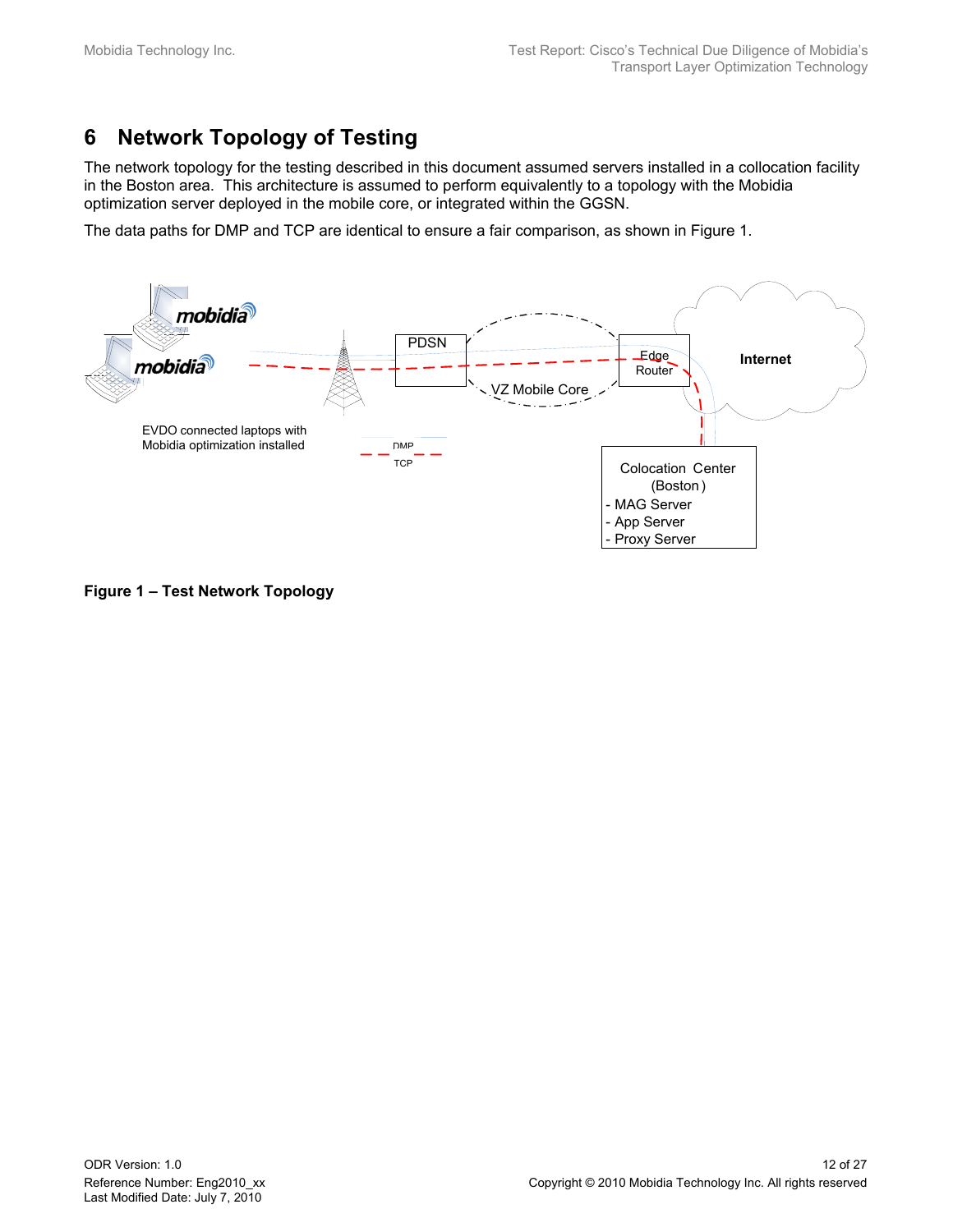# 6 Network Topology of Testing

The network topology for the testing described in this document assumed servers installed in a collocation facility in the Boston area. This architecture is assumed to perform equivalently to a topology with the Mobidia optimization server deployed in the mobile core, or integrated within the GGSN.

The data paths for DMP and TCP are identical to ensure a fair comparison, as shown in Figure 1.

**Figure 1 – Test Network Topology**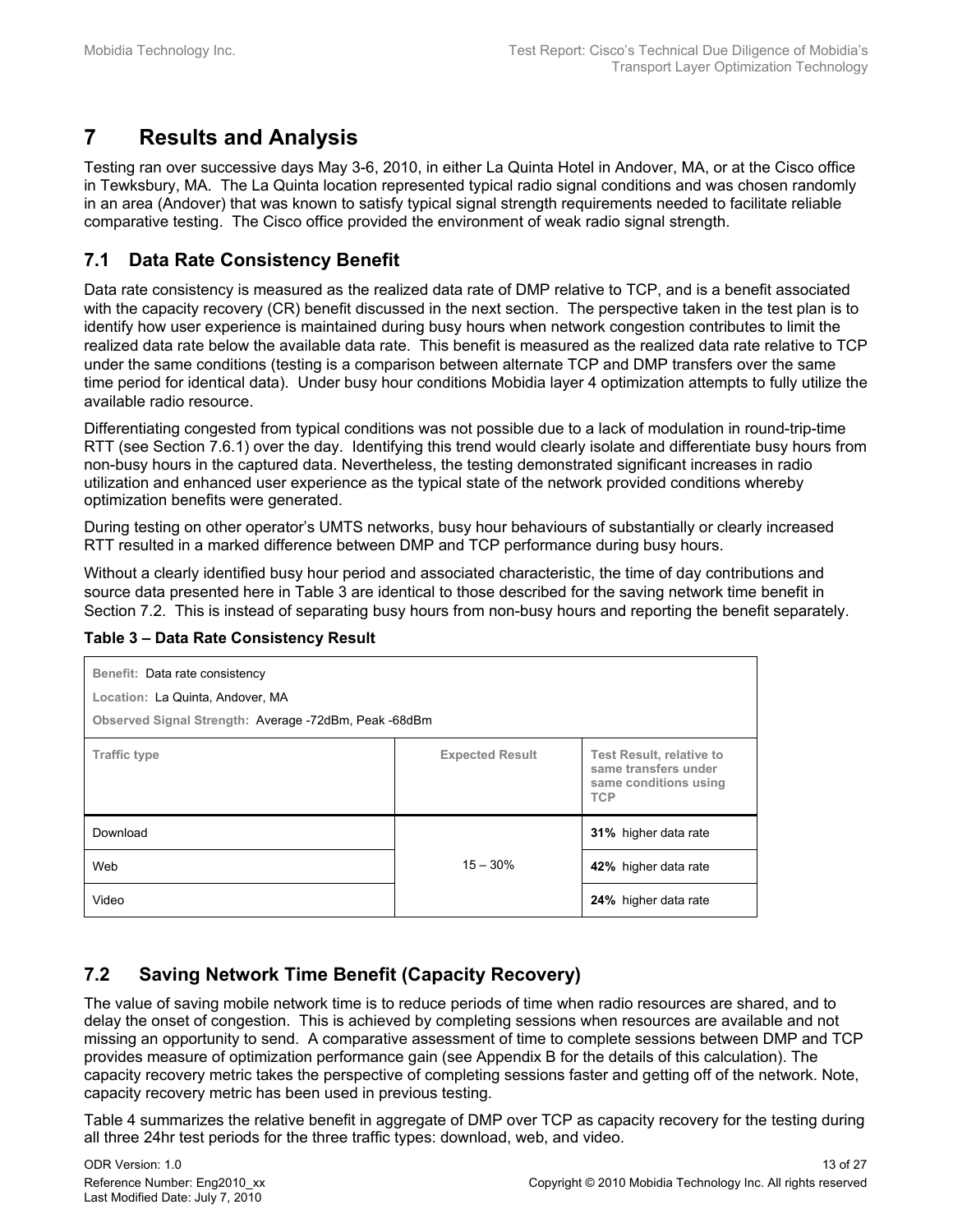# 7 Results and Analysis

Testing ran over successive days May 3-6, 2010, in either La Quinta Hotel in Andover, MA, or at the Cisco office in Tewksbury, MA. The La Quinta location represented typical radio signal conditions and was chosen randomly in an area (Andover) that was known to satisfy typical signal strength requirements needed to facilitate reliable comparative testing. The Cisco office provided the environment of weak radio signal strength.

## 7.1 Data Rate Consistency Benefit

Data rate consistency is measured as the realized data rate of DMP relative to TCP, and is a benefit associated with the capacity recovery (CR) benefit discussed in the next section. The perspective taken in the test plan is to identify how user experience is maintained during busy hours when network congestion contributes to limit the realized data rate below the available data rate. This benefit is measured as the realized data rate relative to TCP under the same conditions (testing is a comparison between alternate TCP and DMP transfers over the same time period for identical data). Under busy hour conditions Mobidia layer 4 optimization attempts to fully utilize the available radio resource.

Differentiating congested from typical conditions was not possible due to a lack of modulation in round-trip-time RTT (see Section 7.6.1) over the day. Identifying this trend would clearly isolate and differentiate busy hours from non-busy hours in the captured data. Nevertheless, the testing demonstrated significant increases in radio utilization and enhanced user experience as the typical state of the network provided conditions whereby optimization benefits were generated.

During testing on other operator's UMTS networks, busy hour behaviours of substantially or clearly increased RTT resulted in a marked difference between DMP and TCP performance during busy hours.

Without a clearly identified busy hour period and associated characteristic, the time of day contributions and source data presented here in Table 3 are identical to those described for the saving network time benefit in Section 7.2. This is instead of separating busy hours from non-busy hours and reporting the benefit separately.

**Table 3 – Data Rate Consistency Result**

| Benefit: Data rate consistency<br>Location: La Quinta, Andover, MA<br>Observed Signal Strength: Average -72dBm, Peak -68dBm | | |
|---|---|---|
| **Traffic type** | **Expected Result** | **Test Result, relative to same transfers under same conditions using TCP** |
| Download | 15 – 30% | **31%** higher data rate |
| Web | | **42%** higher data rate |
| Video | | **24%** higher data rate |

## 7.2 Saving Network Time Benefit (Capacity Recovery)

The value of saving mobile network time is to reduce periods of time when radio resources are shared, and to delay the onset of congestion. This is achieved by completing sessions when resources are available and not missing an opportunity to send. A comparative assessment of time to complete sessions between DMP and TCP provides measure of optimization performance gain (see Appendix B for the details of this calculation). The capacity recovery metric takes the perspective of completing sessions faster and getting off of the network. Note, capacity recovery metric has been used in previous testing.

Table 4 summarizes the relative benefit in aggregate of DMP over TCP as capacity recovery for the testing during all three 24hr test periods for the three traffic types: download, web, and video.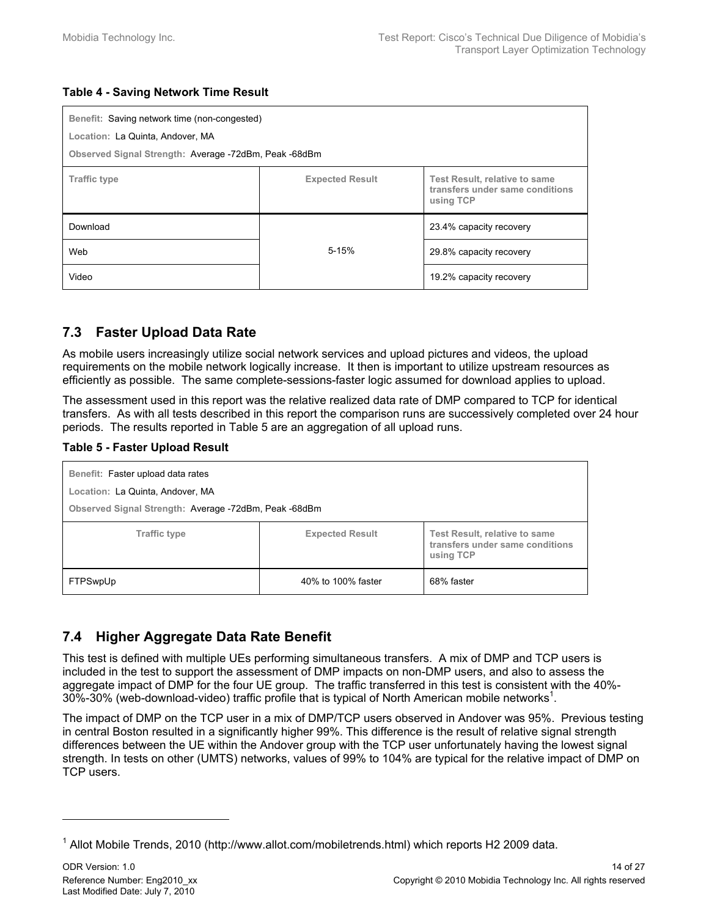**Table 4 - Saving Network Time Result**

| **Benefit:** Saving network time (non-congested)<br>**Location:** La Quinta, Andover, MA<br>**Observed Signal Strength:** Average -72dBm, Peak -68dBm | | |
|---|---|---|
| **Traffic type** | **Expected Result** | **Test Result, relative to same transfers under same conditions using TCP** |
| Download | 5-15% | 23.4% capacity recovery |
| Web | | 29.8% capacity recovery |
| Video | | 19.2% capacity recovery |

## 7.3 Faster Upload Data Rate

As mobile users increasingly utilize social network services and upload pictures and videos, the upload requirements on the mobile network logically increase. It then is important to utilize upstream resources as efficiently as possible. The same complete-sessions-faster logic assumed for download applies to upload.

The assessment used in this report was the relative realized data rate of DMP compared to TCP for identical transfers. As with all tests described in this report the comparison runs are successively completed over 24 hour periods. The results reported in Table 5 are an aggregation of all upload runs.

**Table 5 - Faster Upload Result**

| **Benefit:** Faster upload data rates<br>**Location:** La Quinta, Andover, MA<br>**Observed Signal Strength:** Average -72dBm, Peak -68dBm | | |
|---|---|---|
| **Traffic type** | **Expected Result** | **Test Result, relative to same transfers under same conditions using TCP** |
| FTPSwpUp | 40% to 100% faster | 68% faster |

## 7.4 Higher Aggregate Data Rate Benefit

This test is defined with multiple UEs performing simultaneous transfers. A mix of DMP and TCP users is included in the test to support the assessment of DMP impacts on non-DMP users, and also to assess the aggregate impact of DMP for the four UE group. The traffic transferred in this test is consistent with the 40%-30%-30% (web-download-video) traffic profile that is typical of North American mobile networks[1].

The impact of DMP on the TCP user in a mix of DMP/TCP users observed in Andover was 95%. Previous testing in central Boston resulted in a significantly higher 99%. This difference is the result of relative signal strength differences between the UE within the Andover group with the TCP user unfortunately having the lowest signal strength. In tests on other (UMTS) networks, values of 99% to 104% are typical for the relative impact of DMP on TCP users.

---

[1] Allot Mobile Trends, 2010 (http://www.allot.com/mobiletrends.html) which reports H2 2009 data.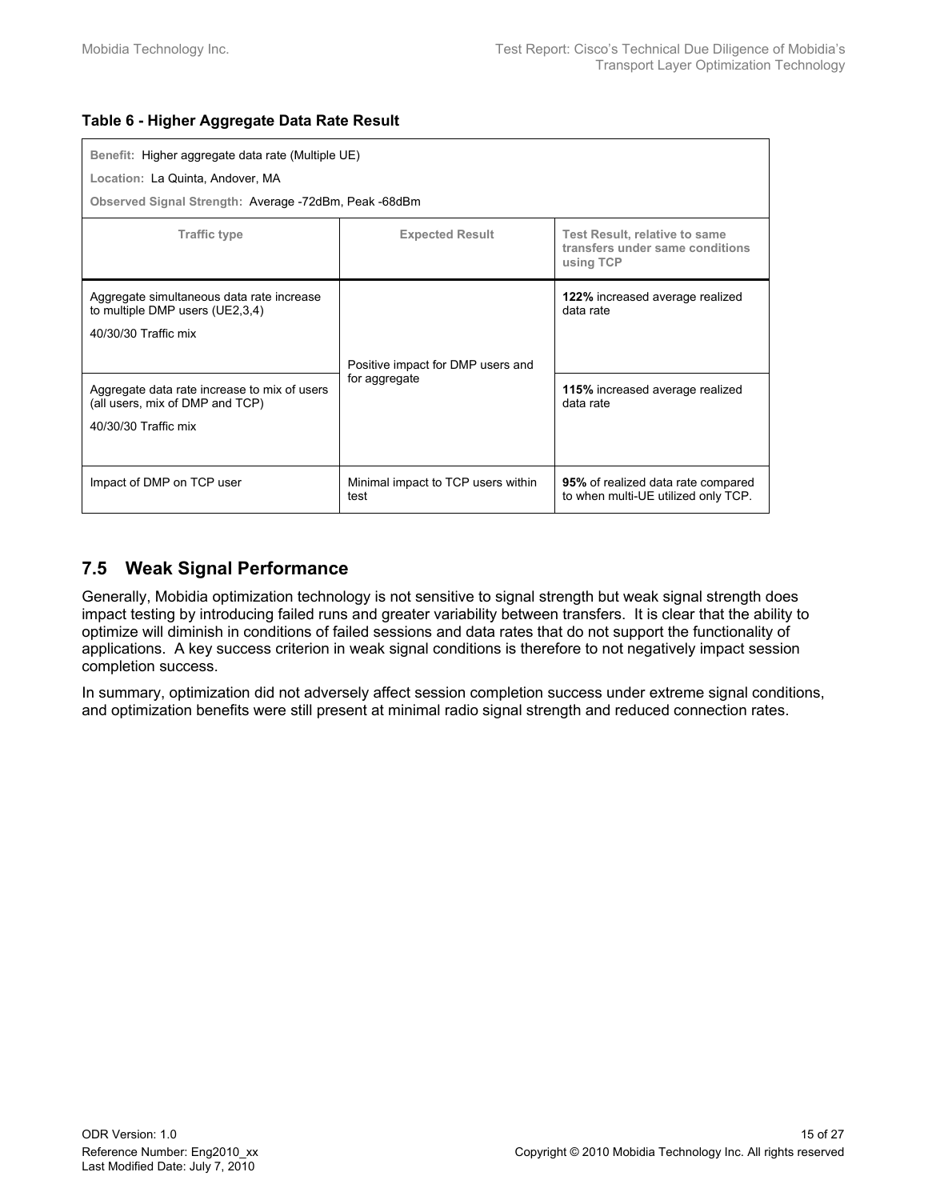**Table 6 - Higher Aggregate Data Rate Result**

| **Benefit:** Higher aggregate data rate (Multiple UE)<br>**Location:** La Quinta, Andover, MA<br>**Observed Signal Strength:** Average -72dBm, Peak -68dBm | | |
|---|---|---|
| **Traffic type** | **Expected Result** | **Test Result, relative to same transfers under same conditions using TCP** |
| Aggregate simultaneous data rate increase to multiple DMP users (UE2,3,4)<br>40/30/30 Traffic mix | Positive impact for DMP users and for aggregate | **122%** increased average realized data rate |
| Aggregate data rate increase to mix of users (all users, mix of DMP and TCP)<br>40/30/30 Traffic mix | | **115%** increased average realized data rate |
| Impact of DMP on TCP user | Minimal impact to TCP users within test | **95%** of realized data rate compared to when multi-UE utilized only TCP. |

## 7.5 Weak Signal Performance

Generally, Mobidia optimization technology is not sensitive to signal strength but weak signal strength does impact testing by introducing failed runs and greater variability between transfers. It is clear that the ability to optimize will diminish in conditions of failed sessions and data rates that do not support the functionality of applications. A key success criterion in weak signal conditions is therefore to not negatively impact session completion success.

In summary, optimization did not adversely affect session completion success under extreme signal conditions, and optimization benefits were still present at minimal radio signal strength and reduced connection rates.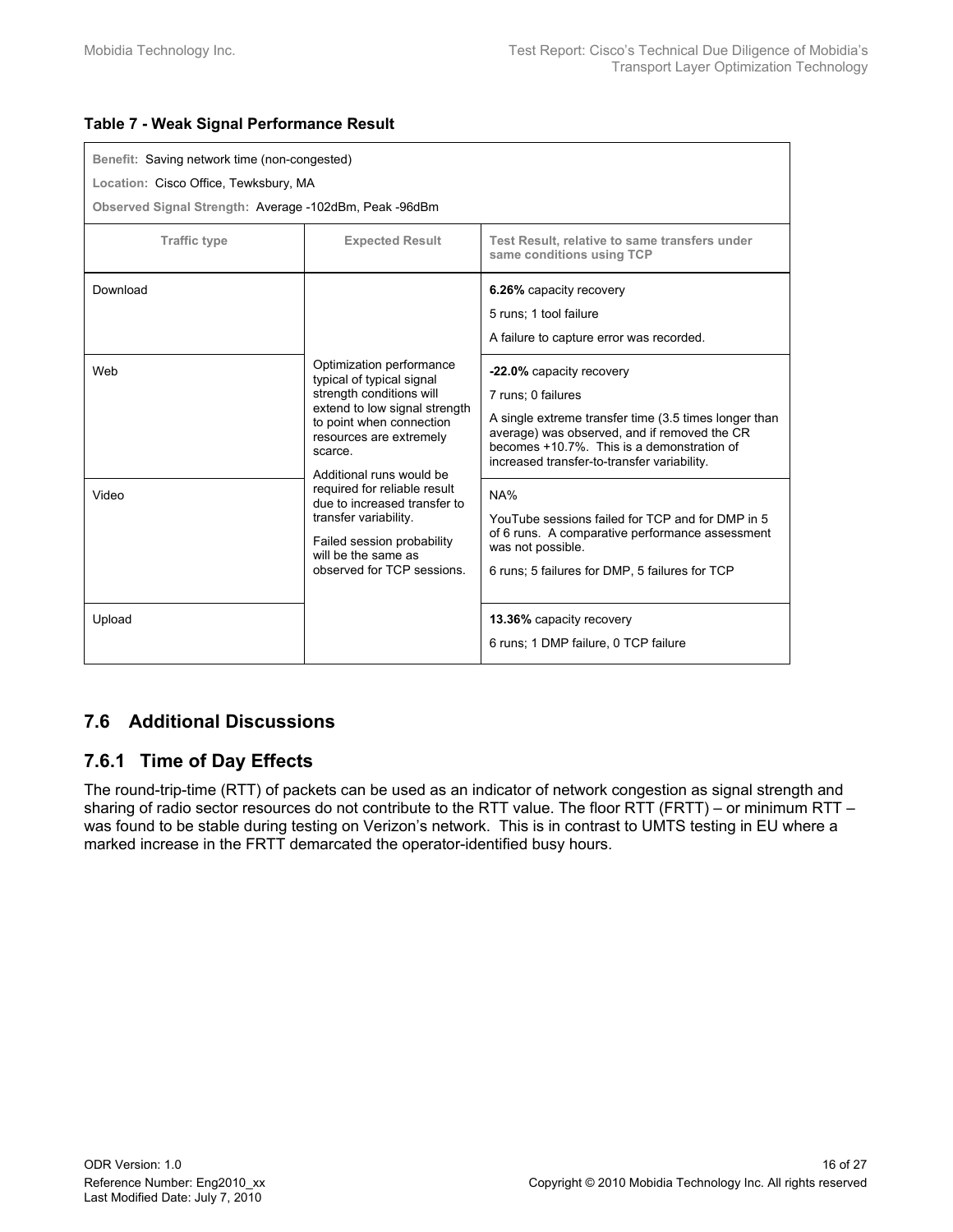**Table 7 - Weak Signal Performance Result**

| Traffic type | Expected Result | Test Result, relative to same transfers under same conditions using TCP |
|---|---|---|
| **Benefit:** Saving network time (non-congested)<br>**Location:** Cisco Office, Tewksbury, MA<br>**Observed Signal Strength:** Average -102dBm, Peak -96dBm | | |
| Download | Optimization performance typical of typical signal strength conditions will extend to low signal strength to point when connection resources are extremely scarce.<br><br>Additional runs would be required for reliable result due to increased transfer to transfer variability.<br><br>Failed session probability will be the same as observed for TCP sessions. | **6.26%** capacity recovery<br><br>5 runs; 1 tool failure<br><br>A failure to capture error was recorded. |
| Web | | **-22.0%** capacity recovery<br><br>7 runs; 0 failures<br><br>A single extreme transfer time (3.5 times longer than average) was observed, and if removed the CR becomes +10.7%. This is a demonstration of increased transfer-to-transfer variability. |
| Video | | NA%<br><br>YouTube sessions failed for TCP and for DMP in 5 of 6 runs. A comparative performance assessment was not possible.<br><br>6 runs; 5 failures for DMP, 5 failures for TCP |
| Upload | | **13.36%** capacity recovery<br><br>6 runs; 1 DMP failure, 0 TCP failure |

## 7.6 Additional Discussions

### 7.6.1 Time of Day Effects

The round-trip-time (RTT) of packets can be used as an indicator of network congestion as signal strength and sharing of radio sector resources do not contribute to the RTT value. The floor RTT (FRTT) – or minimum RTT – was found to be stable during testing on Verizon's network. This is in contrast to UMTS testing in EU where a marked increase in the FRTT demarcated the operator-identified busy hours.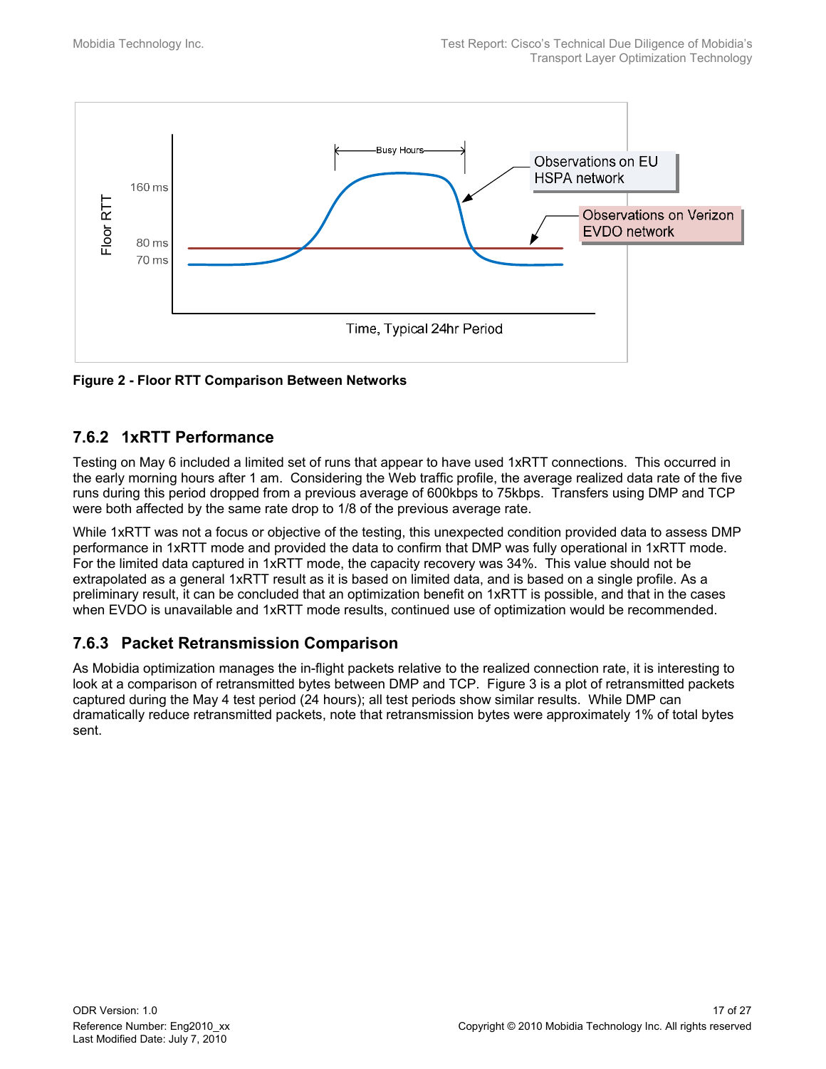**Figure 2 - Floor RTT Comparison Between Networks**

### 7.6.2 1xRTT Performance

Testing on May 6 included a limited set of runs that appear to have used 1xRTT connections. This occurred in the early morning hours after 1 am. Considering the Web traffic profile, the average realized data rate of the five runs during this period dropped from a previous average of 600kbps to 75kbps. Transfers using DMP and TCP were both affected by the same rate drop to 1/8 of the previous average rate.

While 1xRTT was not a focus or objective of the testing, this unexpected condition provided data to assess DMP performance in 1xRTT mode and provided the data to confirm that DMP was fully operational in 1xRTT mode. For the limited data captured in 1xRTT mode, the capacity recovery was 34%. This value should not be extrapolated as a general 1xRTT result as it is based on limited data, and is based on a single profile. As a preliminary result, it can be concluded that an optimization benefit on 1xRTT is possible, and that in the cases when EVDO is unavailable and 1xRTT mode results, continued use of optimization would be recommended.

### 7.6.3 Packet Retransmission Comparison

As Mobidia optimization manages the in-flight packets relative to the realized connection rate, it is interesting to look at a comparison of retransmitted bytes between DMP and TCP. Figure 3 is a plot of retransmitted packets captured during the May 4 test period (24 hours); all test periods show similar results. While DMP can dramatically reduce retransmitted packets, note that retransmission bytes were approximately 1% of total bytes sent.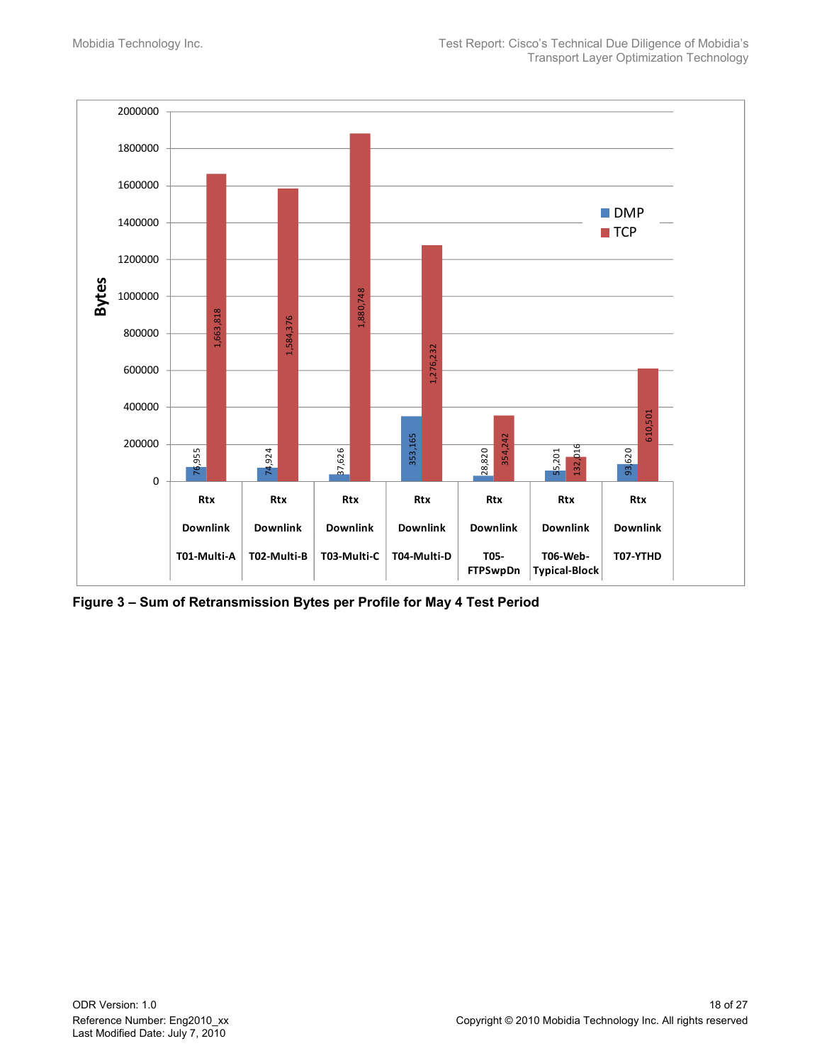| Profile | DMP | TCP |
| --- | --- | --- |
| Rtx Downlink T01-Multi-A | 76,955 | 1,663,818 |
| Rtx Downlink T02-Multi-B | 74,924 | 1,584,376 |
| Rtx Downlink T03-Multi-C | 37,626 | 1,880,748 |
| Rtx Downlink T04-Multi-D | 353,165 | 1,276,232 |
| Rtx Downlink T05-FTPSwpDn | 28,820 | 354,242 |
| Rtx Downlink T06-Web-Typical-Block | 55,201 | 132,016 |
| Rtx Downlink T07-YTHD | 93,620 | 610,501 |

**Figure 3 – Sum of Retransmission Bytes per Profile for May 4 Test Period**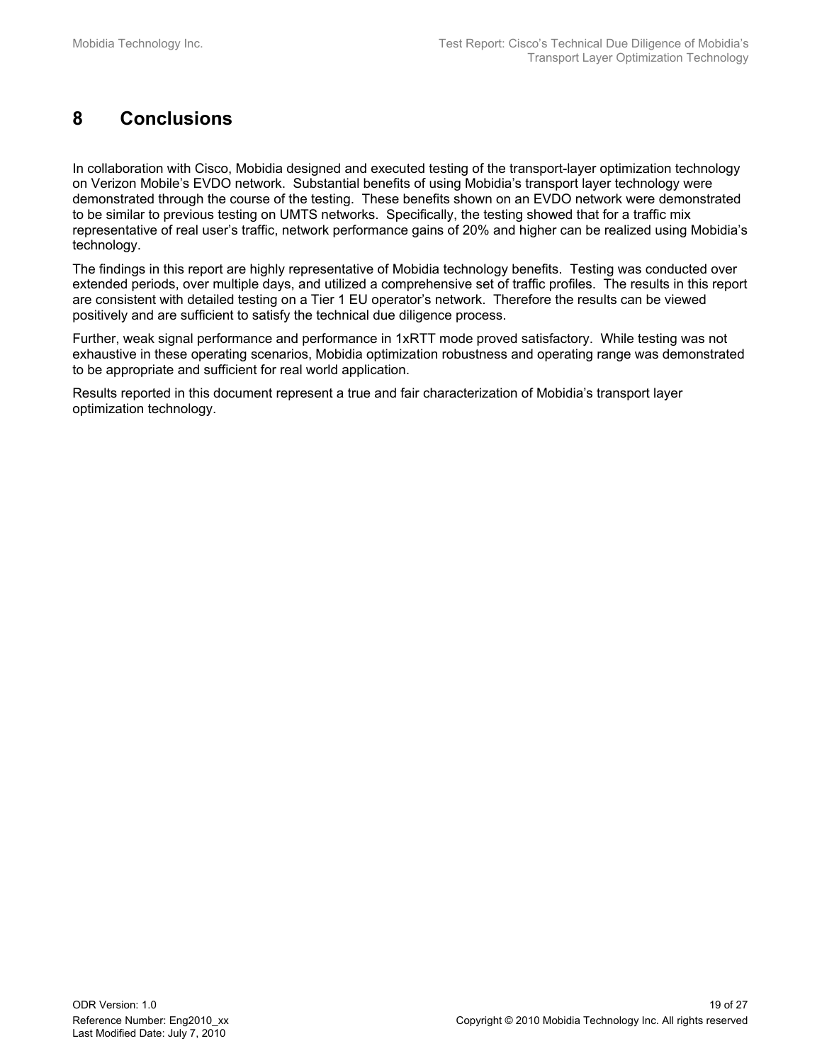# 8 Conclusions

In collaboration with Cisco, Mobidia designed and executed testing of the transport-layer optimization technology on Verizon Mobile's EVDO network. Substantial benefits of using Mobidia's transport layer technology were demonstrated through the course of the testing. These benefits shown on an EVDO network were demonstrated to be similar to previous testing on UMTS networks. Specifically, the testing showed that for a traffic mix representative of real user's traffic, network performance gains of 20% and higher can be realized using Mobidia's technology.

The findings in this report are highly representative of Mobidia technology benefits. Testing was conducted over extended periods, over multiple days, and utilized a comprehensive set of traffic profiles. The results in this report are consistent with detailed testing on a Tier 1 EU operator's network. Therefore the results can be viewed positively and are sufficient to satisfy the technical due diligence process.

Further, weak signal performance and performance in 1xRTT mode proved satisfactory. While testing was not exhaustive in these operating scenarios, Mobidia optimization robustness and operating range was demonstrated to be appropriate and sufficient for real world application.

Results reported in this document represent a true and fair characterization of Mobidia's transport layer optimization technology.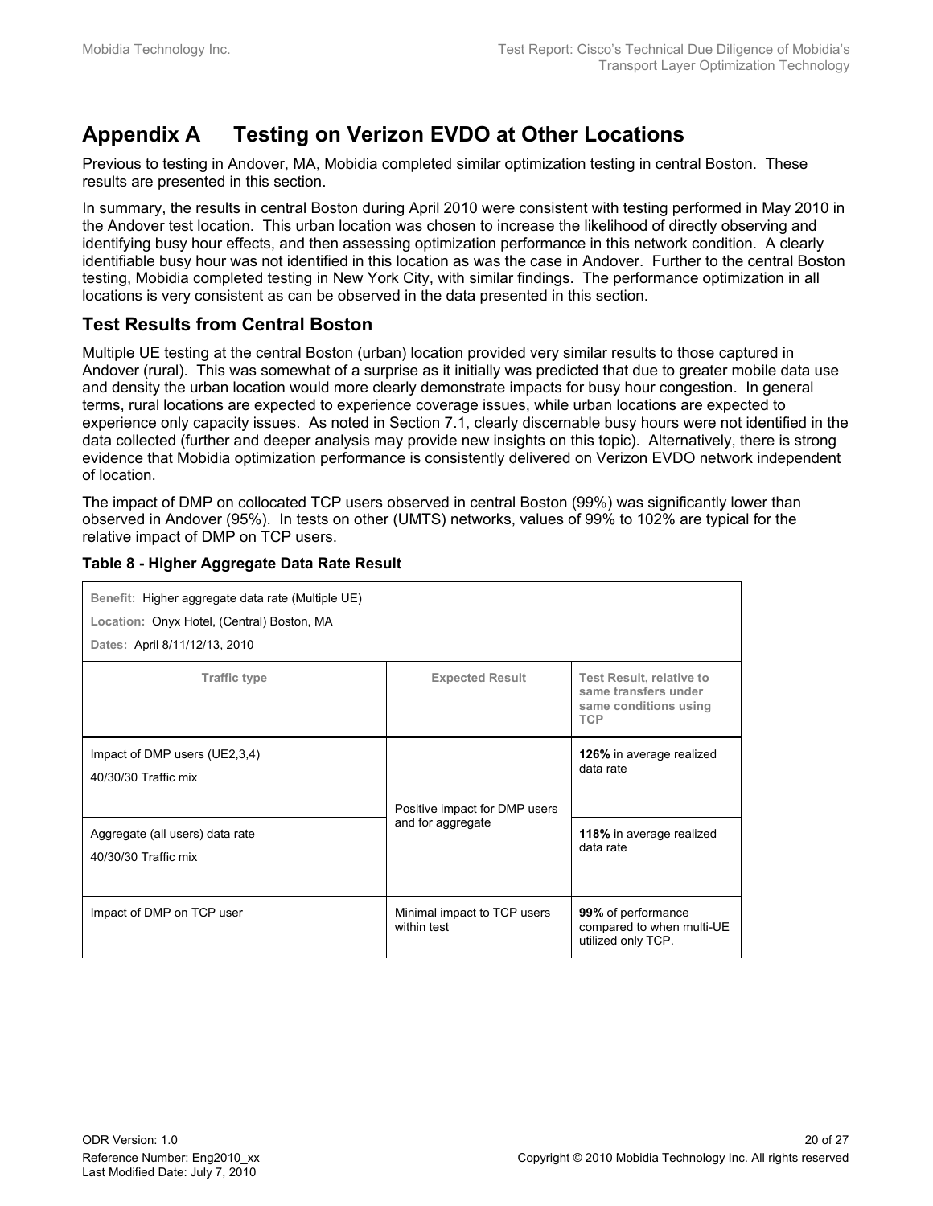# Appendix A Testing on Verizon EVDO at Other Locations

Previous to testing in Andover, MA, Mobidia completed similar optimization testing in central Boston. These results are presented in this section.

In summary, the results in central Boston during April 2010 were consistent with testing performed in May 2010 in the Andover test location. This urban location was chosen to increase the likelihood of directly observing and identifying busy hour effects, and then assessing optimization performance in this network condition. A clearly identifiable busy hour was not identified in this location as was the case in Andover. Further to the central Boston testing, Mobidia completed testing in New York City, with similar findings. The performance optimization in all locations is very consistent as can be observed in the data presented in this section.

## Test Results from Central Boston

Multiple UE testing at the central Boston (urban) location provided very similar results to those captured in Andover (rural). This was somewhat of a surprise as it initially was predicted that due to greater mobile data use and density the urban location would more clearly demonstrate impacts for busy hour congestion. In general terms, rural locations are expected to experience coverage issues, while urban locations are expected to experience only capacity issues. As noted in Section 7.1, clearly discernable busy hours were not identified in the data collected (further and deeper analysis may provide new insights on this topic). Alternatively, there is strong evidence that Mobidia optimization performance is consistently delivered on Verizon EVDO network independent of location.

The impact of DMP on collocated TCP users observed in central Boston (99%) was significantly lower than observed in Andover (95%). In tests on other (UMTS) networks, values of 99% to 102% are typical for the relative impact of DMP on TCP users.

**Table 8 - Higher Aggregate Data Rate Result**

| Benefit: Higher aggregate data rate (Multiple UE)<br>Location: Onyx Hotel, (Central) Boston, MA<br>Dates: April 8/11/12/13, 2010 | | |
|---|---|---|
| **Traffic type** | **Expected Result** | **Test Result, relative to same transfers under same conditions using TCP** |
| Impact of DMP users (UE2,3,4)<br>40/30/30 Traffic mix | Positive impact for DMP users and for aggregate | **126%** in average realized data rate |
| Aggregate (all users) data rate<br>40/30/30 Traffic mix | | **118%** in average realized data rate |
| Impact of DMP on TCP user | Minimal impact to TCP users within test | **99%** of performance compared to when multi-UE utilized only TCP. |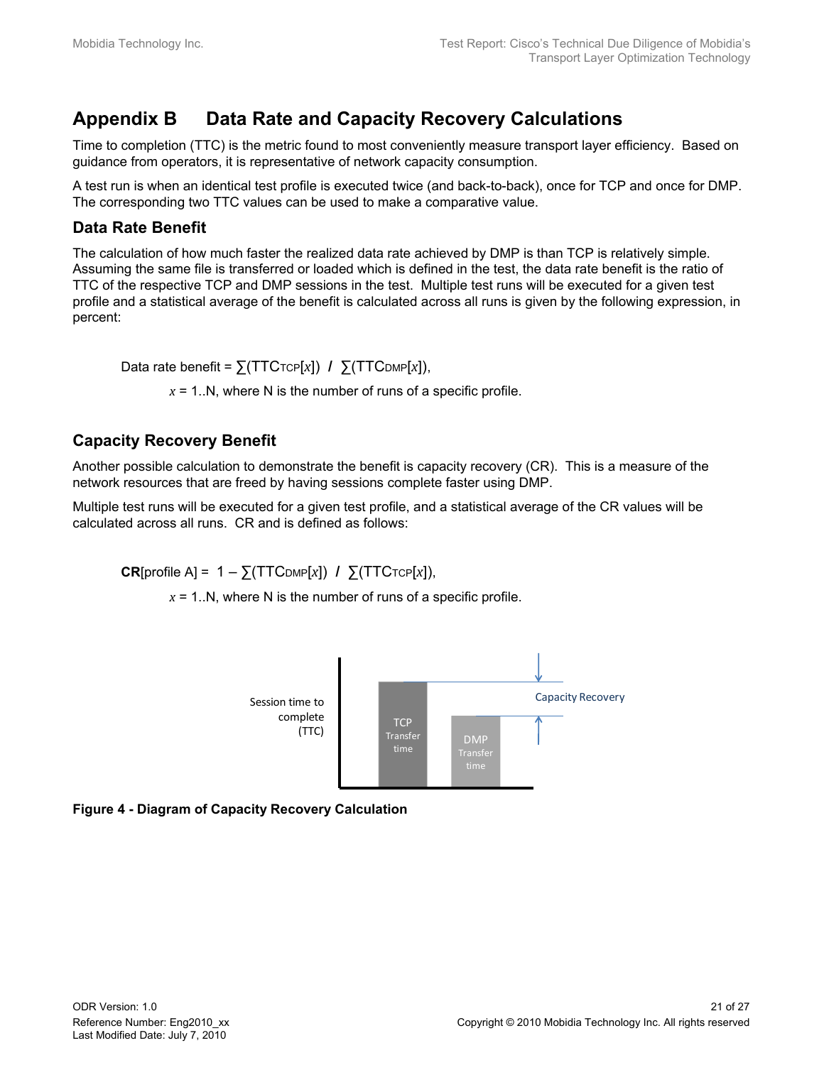# Appendix B Data Rate and Capacity Recovery Calculations

Time to completion (TTC) is the metric found to most conveniently measure transport layer efficiency. Based on guidance from operators, it is representative of network capacity consumption.

A test run is when an identical test profile is executed twice (and back-to-back), once for TCP and once for DMP. The corresponding two TTC values can be used to make a comparative value.

## Data Rate Benefit

The calculation of how much faster the realized data rate achieved by DMP is than TCP is relatively simple. Assuming the same file is transferred or loaded which is defined in the test, the data rate benefit is the ratio of TTC of the respective TCP and DMP sessions in the test. Multiple test runs will be executed for a given test profile and a statistical average of the benefit is calculated across all runs is given by the following expression, in percent:

$$\text{Data rate benefit} = \sum(TTC_{TCP}[x]) \;/\; \sum(TTC_{DMP}[x]),$$

$x$ = 1..N, where N is the number of runs of a specific profile.

## Capacity Recovery Benefit

Another possible calculation to demonstrate the benefit is capacity recovery (CR). This is a measure of the network resources that are freed by having sessions complete faster using DMP.

Multiple test runs will be executed for a given test profile, and a statistical average of the CR values will be calculated across all runs. CR and is defined as follows:

$$\mathbf{CR}[\text{profile A}] = 1 - \sum(TTC_{DMP}[x]) \;/\; \sum(TTC_{TCP}[x]),$$

$x$ = 1..N, where N is the number of runs of a specific profile.

**Figure 4 - Diagram of Capacity Recovery Calculation**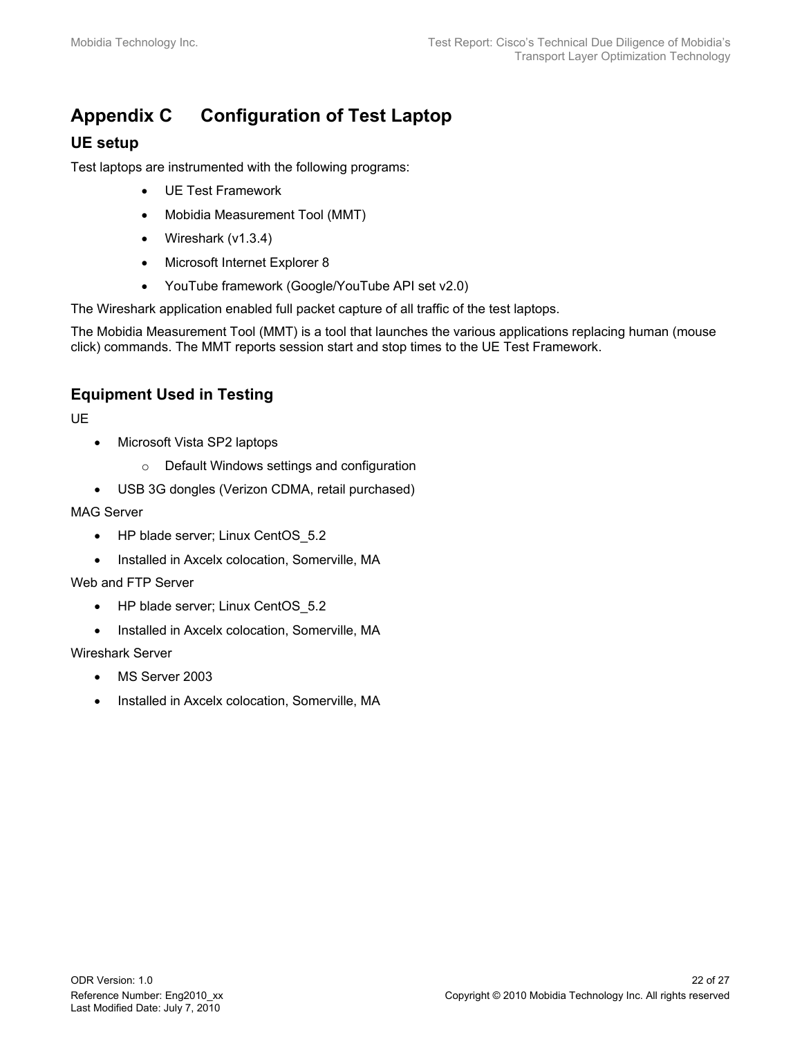# Appendix C Configuration of Test Laptop

## UE setup

Test laptops are instrumented with the following programs:

- UE Test Framework
- Mobidia Measurement Tool (MMT)
- Wireshark (v1.3.4)
- Microsoft Internet Explorer 8
- YouTube framework (Google/YouTube API set v2.0)

The Wireshark application enabled full packet capture of all traffic of the test laptops.

The Mobidia Measurement Tool (MMT) is a tool that launches the various applications replacing human (mouse click) commands. The MMT reports session start and stop times to the UE Test Framework.

## Equipment Used in Testing

UE

- Microsoft Vista SP2 laptops
    - Default Windows settings and configuration
- USB 3G dongles (Verizon CDMA, retail purchased)

MAG Server

- HP blade server; Linux CentOS_5.2
- Installed in Axcelx colocation, Somerville, MA

Web and FTP Server

- HP blade server; Linux CentOS_5.2
- Installed in Axcelx colocation, Somerville, MA

Wireshark Server

- MS Server 2003
- Installed in Axcelx colocation, Somerville, MA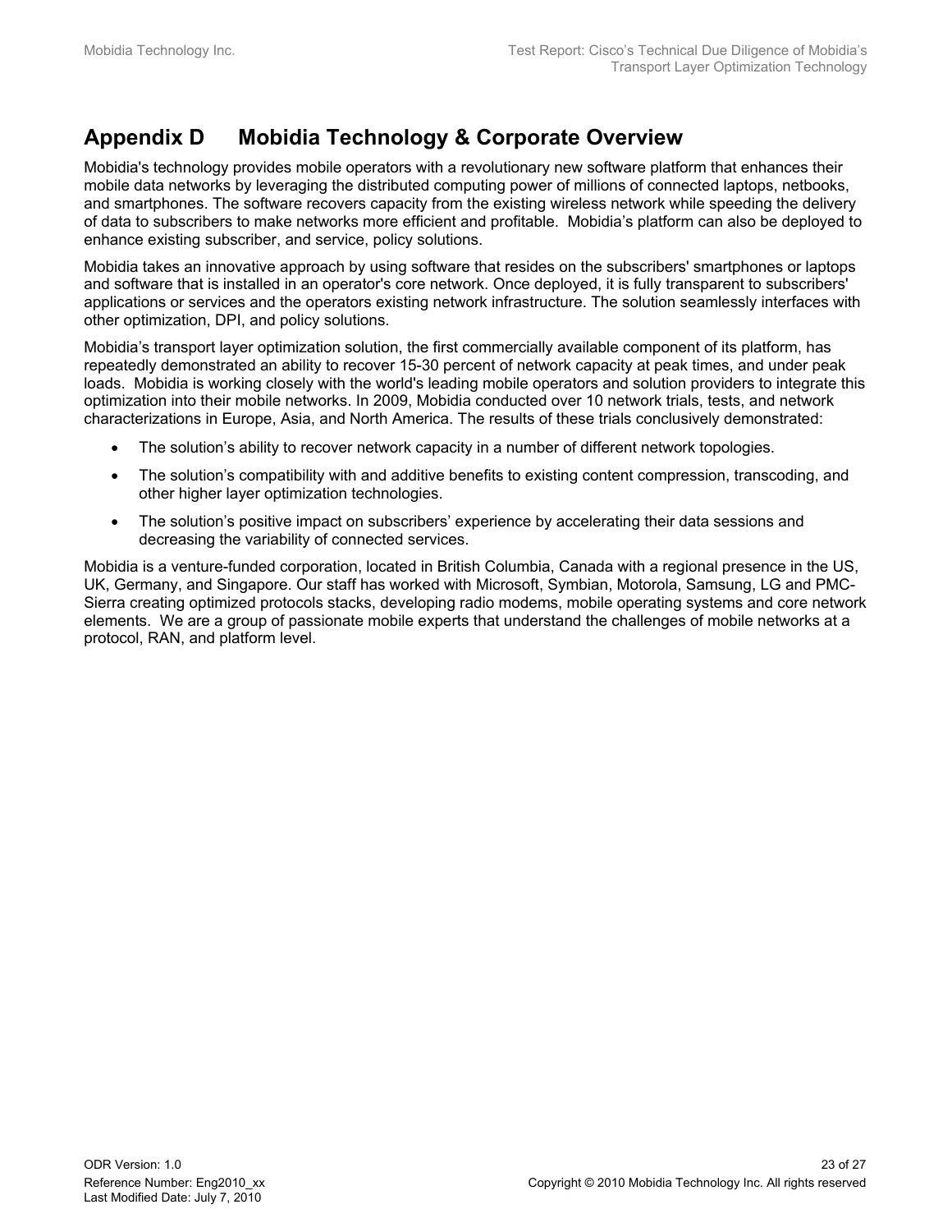# Appendix D Mobidia Technology & Corporate Overview

Mobidia's technology provides mobile operators with a revolutionary new software platform that enhances their mobile data networks by leveraging the distributed computing power of millions of connected laptops, netbooks, and smartphones. The software recovers capacity from the existing wireless network while speeding the delivery of data to subscribers to make networks more efficient and profitable. Mobidia's platform can also be deployed to enhance existing subscriber, and service, policy solutions.

Mobidia takes an innovative approach by using software that resides on the subscribers' smartphones or laptops and software that is installed in an operator's core network. Once deployed, it is fully transparent to subscribers' applications or services and the operators existing network infrastructure. The solution seamlessly interfaces with other optimization, DPI, and policy solutions.

Mobidia's transport layer optimization solution, the first commercially available component of its platform, has repeatedly demonstrated an ability to recover 15-30 percent of network capacity at peak times, and under peak loads. Mobidia is working closely with the world's leading mobile operators and solution providers to integrate this optimization into their mobile networks. In 2009, Mobidia conducted over 10 network trials, tests, and network characterizations in Europe, Asia, and North America. The results of these trials conclusively demonstrated:

- The solution's ability to recover network capacity in a number of different network topologies.
- The solution's compatibility with and additive benefits to existing content compression, transcoding, and other higher layer optimization technologies.
- The solution's positive impact on subscribers' experience by accelerating their data sessions and decreasing the variability of connected services.

Mobidia is a venture-funded corporation, located in British Columbia, Canada with a regional presence in the US, UK, Germany, and Singapore. Our staff has worked with Microsoft, Symbian, Motorola, Samsung, LG and PMC-Sierra creating optimized protocols stacks, developing radio modems, mobile operating systems and core network elements. We are a group of passionate mobile experts that understand the challenges of mobile networks at a protocol, RAN, and platform level.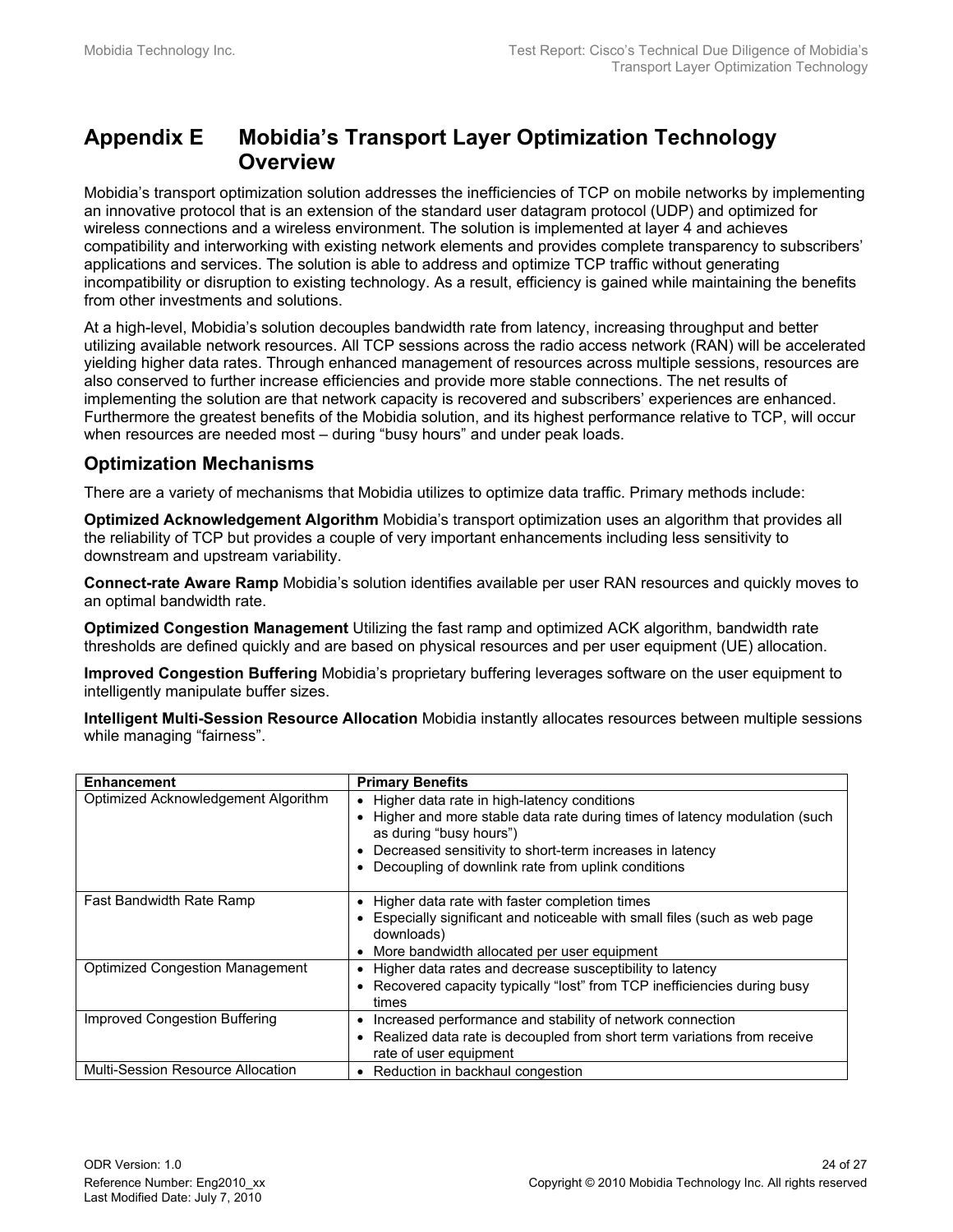# Appendix E Mobidia's Transport Layer Optimization Technology Overview

Mobidia's transport optimization solution addresses the inefficiencies of TCP on mobile networks by implementing an innovative protocol that is an extension of the standard user datagram protocol (UDP) and optimized for wireless connections and a wireless environment. The solution is implemented at layer 4 and achieves compatibility and interworking with existing network elements and provides complete transparency to subscribers' applications and services. The solution is able to address and optimize TCP traffic without generating incompatibility or disruption to existing technology. As a result, efficiency is gained while maintaining the benefits from other investments and solutions.

At a high-level, Mobidia's solution decouples bandwidth rate from latency, increasing throughput and better utilizing available network resources. All TCP sessions across the radio access network (RAN) will be accelerated yielding higher data rates. Through enhanced management of resources across multiple sessions, resources are also conserved to further increase efficiencies and provide more stable connections. The net results of implementing the solution are that network capacity is recovered and subscribers' experiences are enhanced. Furthermore the greatest benefits of the Mobidia solution, and its highest performance relative to TCP, will occur when resources are needed most – during "busy hours" and under peak loads.

## Optimization Mechanisms

There are a variety of mechanisms that Mobidia utilizes to optimize data traffic. Primary methods include:

**Optimized Acknowledgement Algorithm** Mobidia's transport optimization uses an algorithm that provides all the reliability of TCP but provides a couple of very important enhancements including less sensitivity to downstream and upstream variability.

**Connect-rate Aware Ramp** Mobidia's solution identifies available per user RAN resources and quickly moves to an optimal bandwidth rate.

**Optimized Congestion Management** Utilizing the fast ramp and optimized ACK algorithm, bandwidth rate thresholds are defined quickly and are based on physical resources and per user equipment (UE) allocation.

**Improved Congestion Buffering** Mobidia's proprietary buffering leverages software on the user equipment to intelligently manipulate buffer sizes.

**Intelligent Multi-Session Resource Allocation** Mobidia instantly allocates resources between multiple sessions while managing "fairness".

| Enhancement | Primary Benefits |
|---|---|
| Optimized Acknowledgement Algorithm | • Higher data rate in high-latency conditions<br>• Higher and more stable data rate during times of latency modulation (such as during "busy hours")<br>• Decreased sensitivity to short-term increases in latency<br>• Decoupling of downlink rate from uplink conditions |
| Fast Bandwidth Rate Ramp | • Higher data rate with faster completion times<br>• Especially significant and noticeable with small files (such as web page downloads)<br>• More bandwidth allocated per user equipment |
| Optimized Congestion Management | • Higher data rates and decrease susceptibility to latency<br>• Recovered capacity typically "lost" from TCP inefficiencies during busy times |
| Improved Congestion Buffering | • Increased performance and stability of network connection<br>• Realized data rate is decoupled from short term variations from receive rate of user equipment |
| Multi-Session Resource Allocation | • Reduction in backhaul congestion |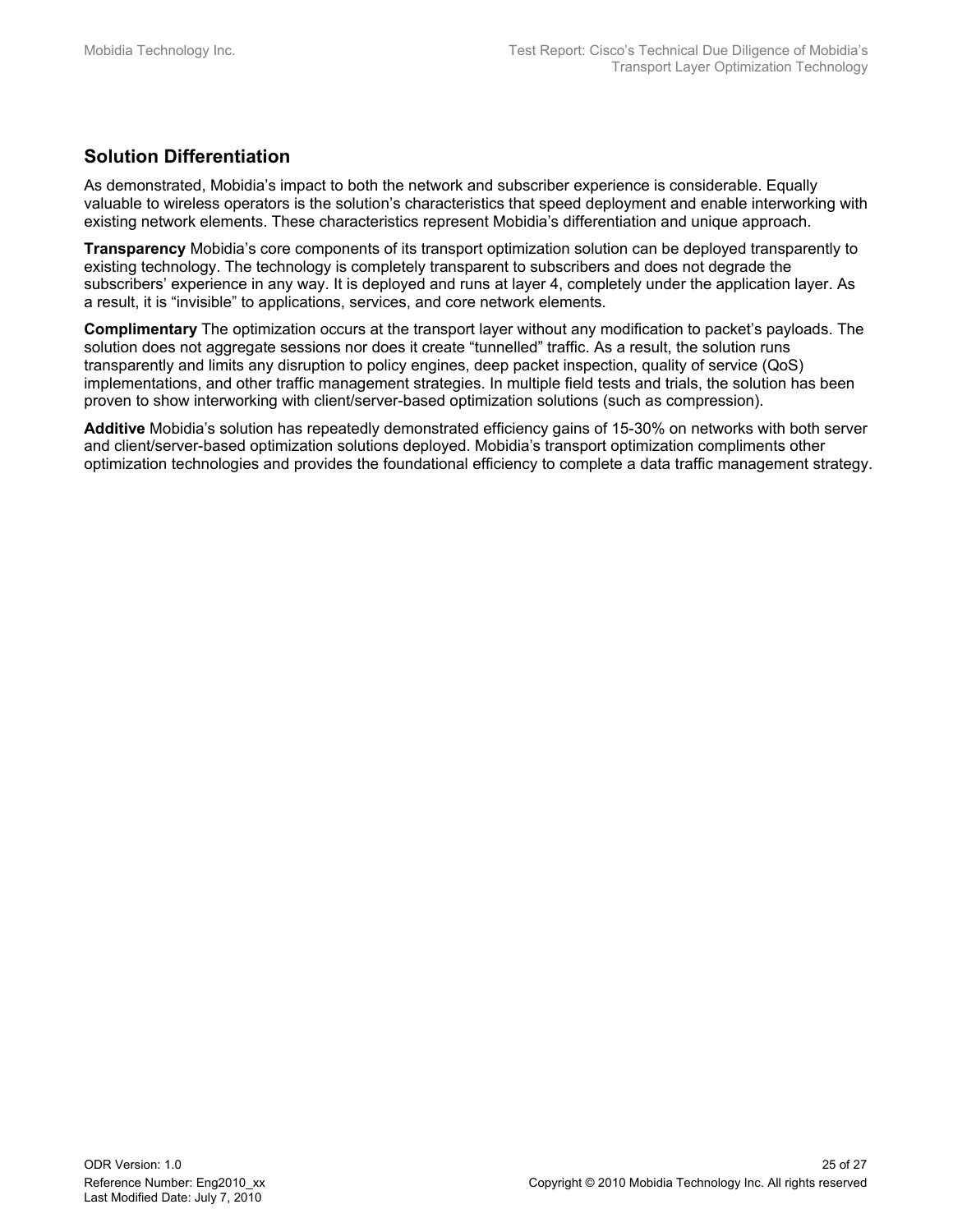## Solution Differentiation

As demonstrated, Mobidia's impact to both the network and subscriber experience is considerable. Equally valuable to wireless operators is the solution's characteristics that speed deployment and enable interworking with existing network elements. These characteristics represent Mobidia's differentiation and unique approach.

**Transparency** Mobidia's core components of its transport optimization solution can be deployed transparently to existing technology. The technology is completely transparent to subscribers and does not degrade the subscribers' experience in any way. It is deployed and runs at layer 4, completely under the application layer. As a result, it is "invisible" to applications, services, and core network elements.

**Complimentary** The optimization occurs at the transport layer without any modification to packet's payloads. The solution does not aggregate sessions nor does it create "tunnelled" traffic. As a result, the solution runs transparently and limits any disruption to policy engines, deep packet inspection, quality of service (QoS) implementations, and other traffic management strategies. In multiple field tests and trials, the solution has been proven to show interworking with client/server-based optimization solutions (such as compression).

**Additive** Mobidia's solution has repeatedly demonstrated efficiency gains of 15-30% on networks with both server and client/server-based optimization solutions deployed. Mobidia's transport optimization compliments other optimization technologies and provides the foundational efficiency to complete a data traffic management strategy.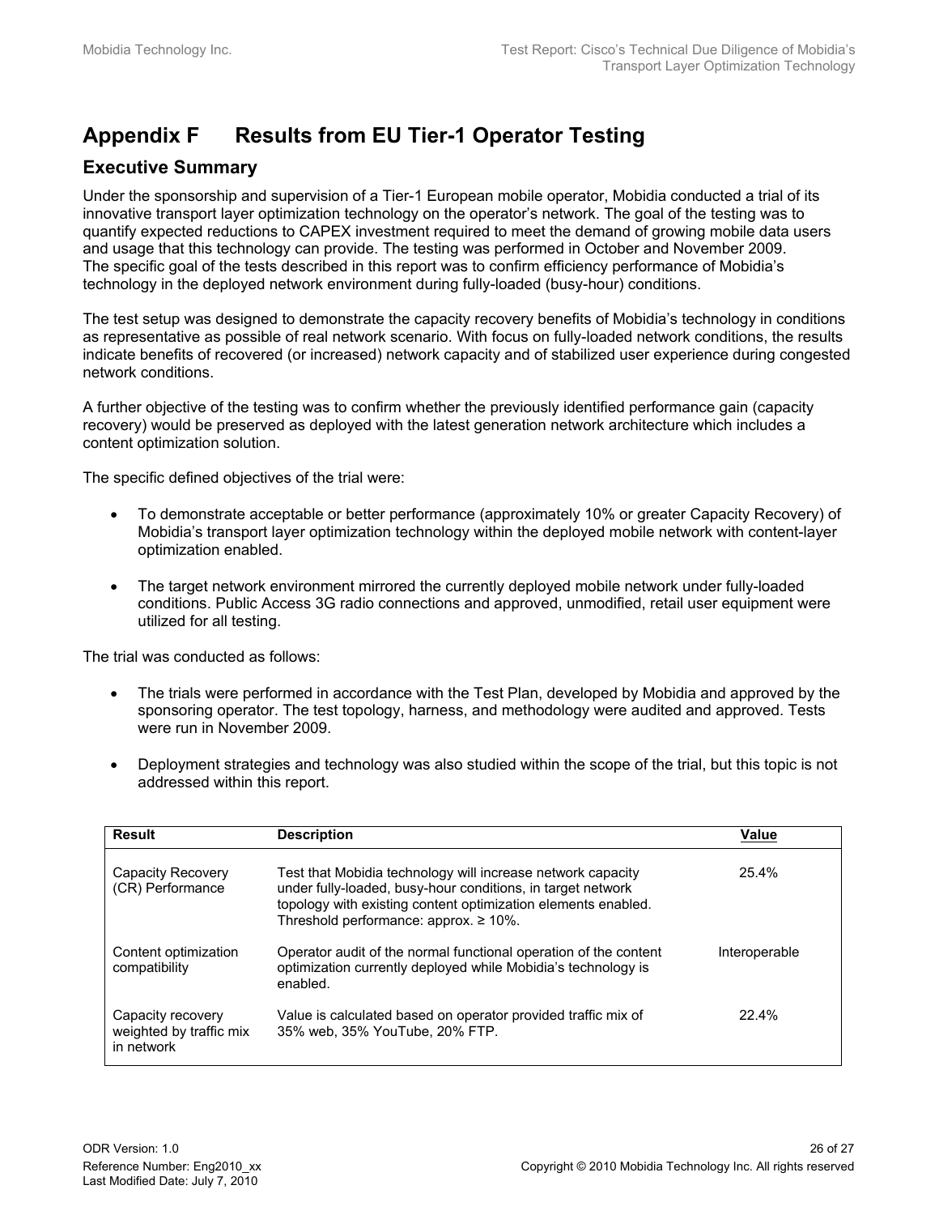# Appendix F Results from EU Tier-1 Operator Testing

## Executive Summary

Under the sponsorship and supervision of a Tier-1 European mobile operator, Mobidia conducted a trial of its innovative transport layer optimization technology on the operator's network. The goal of the testing was to quantify expected reductions to CAPEX investment required to meet the demand of growing mobile data users and usage that this technology can provide. The testing was performed in October and November 2009. The specific goal of the tests described in this report was to confirm efficiency performance of Mobidia's technology in the deployed network environment during fully-loaded (busy-hour) conditions.

The test setup was designed to demonstrate the capacity recovery benefits of Mobidia's technology in conditions as representative as possible of real network scenario. With focus on fully-loaded network conditions, the results indicate benefits of recovered (or increased) network capacity and of stabilized user experience during congested network conditions.

A further objective of the testing was to confirm whether the previously identified performance gain (capacity recovery) would be preserved as deployed with the latest generation network architecture which includes a content optimization solution.

The specific defined objectives of the trial were:

- To demonstrate acceptable or better performance (approximately 10% or greater Capacity Recovery) of Mobidia's transport layer optimization technology within the deployed mobile network with content-layer optimization enabled.
- The target network environment mirrored the currently deployed mobile network under fully-loaded conditions. Public Access 3G radio connections and approved, unmodified, retail user equipment were utilized for all testing.

The trial was conducted as follows:

- The trials were performed in accordance with the Test Plan, developed by Mobidia and approved by the sponsoring operator. The test topology, harness, and methodology were audited and approved. Tests were run in November 2009.
- Deployment strategies and technology was also studied within the scope of the trial, but this topic is not addressed within this report.

| Result | Description | Value |
|---|---|---|
| Capacity Recovery (CR) Performance | Test that Mobidia technology will increase network capacity under fully-loaded, busy-hour conditions, in target network topology with existing content optimization elements enabled. Threshold performance: approx. ≥ 10%. | 25.4% |
| Content optimization compatibility | Operator audit of the normal functional operation of the content optimization currently deployed while Mobidia's technology is enabled. | Interoperable |
| Capacity recovery weighted by traffic mix in network | Value is calculated based on operator provided traffic mix of 35% web, 35% YouTube, 20% FTP. | 22.4% |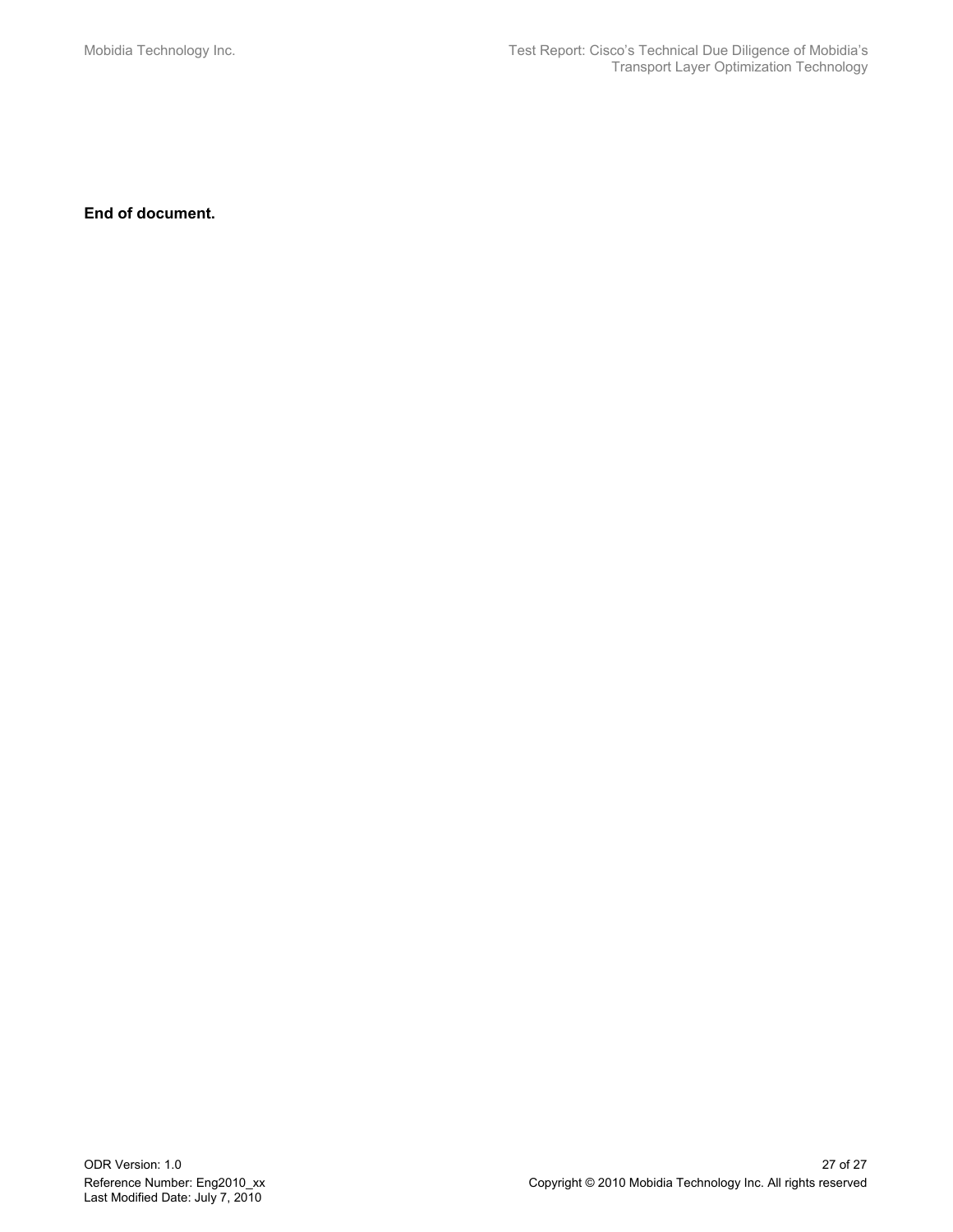**End of document.**